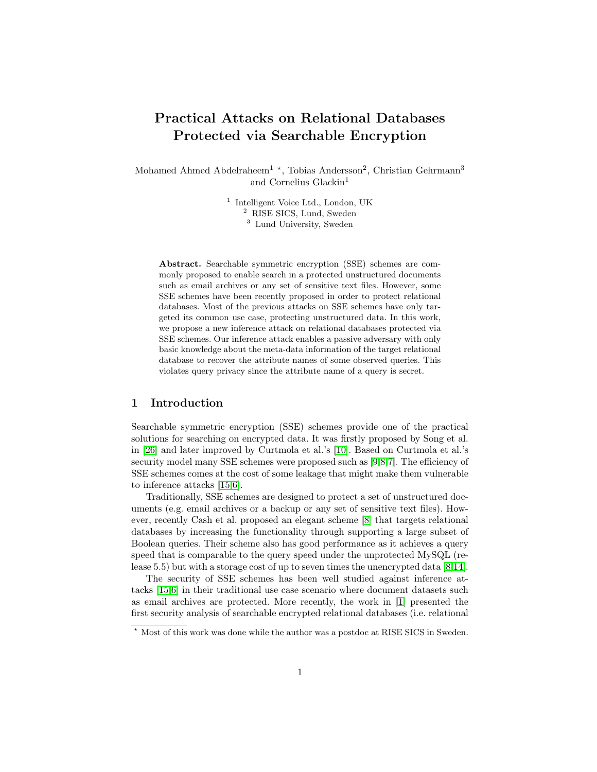# Practical Attacks on Relational Databases Protected via Searchable Encryption

Mohamed Ahmed Abdelraheem[1] ⋆, Tobias Andersson[2], Christian Gehrmann[3] and Cornelius Glackin[1]

[1] Intelligent Voice Ltd., London, UK
[2] RISE SICS, Lund, Sweden
[3] Lund University, Sweden

**Abstract.** Searchable symmetric encryption (SSE) schemes are commonly proposed to enable search in a protected unstructured documents such as email archives or any set of sensitive text files. However, some SSE schemes have been recently proposed in order to protect relational databases. Most of the previous attacks on SSE schemes have only targeted its common use case, protecting unstructured data. In this work, we propose a new inference attack on relational databases protected via SSE schemes. Our inference attack enables a passive adversary with only basic knowledge about the meta-data information of the target relational database to recover the attribute names of some observed queries. This violates query privacy since the attribute name of a query is secret.

## 1 Introduction

Searchable symmetric encryption (SSE) schemes provide one of the practical solutions for searching on encrypted data. It was firstly proposed by Song et al. in [26] and later improved by Curtmola et al.'s [10]. Based on Curtmola et al.'s security model many SSE schemes were proposed such as [9,8,7]. The efficiency of SSE schemes comes at the cost of some leakage that might make them vulnerable to inference attacks [15,6].

Traditionally, SSE schemes are designed to protect a set of unstructured documents (e.g. email archives or a backup or any set of sensitive text files). However, recently Cash et al. proposed an elegant scheme [8] that targets relational databases by increasing the functionality through supporting a large subset of Boolean queries. Their scheme also has good performance as it achieves a query speed that is comparable to the query speed under the unprotected MySQL (release 5.5) but with a storage cost of up to seven times the unencrypted data [8,14].

The security of SSE schemes has been well studied against inference attacks [15,6] in their traditional use case scenario where document datasets such as email archives are protected. More recently, the work in [1] presented the first security analysis of searchable encrypted relational databases (i.e. relational

⋆ Most of this work was done while the author was a postdoc at RISE SICS in Sweden.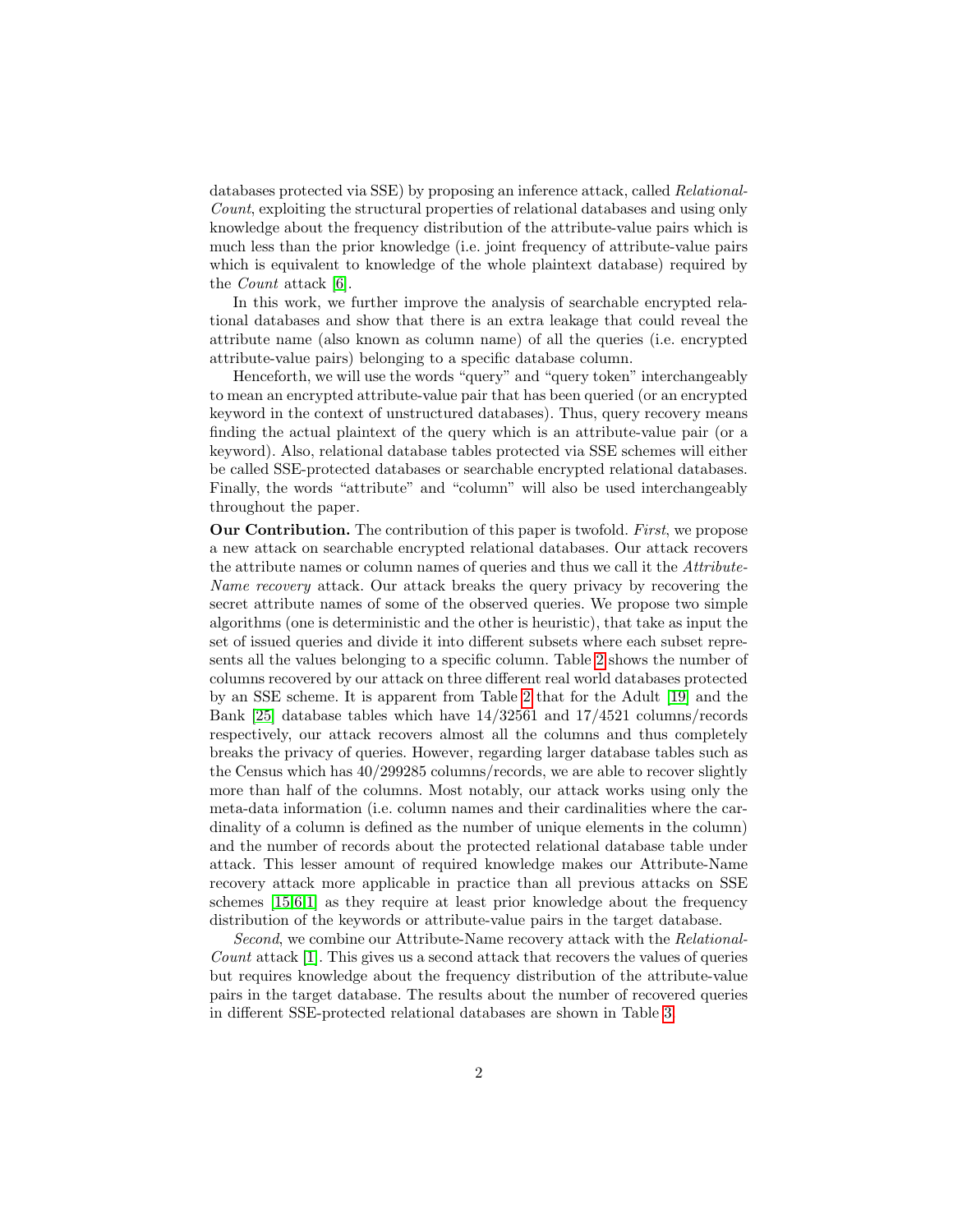databases protected via SSE) by proposing an inference attack, called *Relational-Count*, exploiting the structural properties of relational databases and using only knowledge about the frequency distribution of the attribute-value pairs which is much less than the prior knowledge (i.e. joint frequency of attribute-value pairs which is equivalent to knowledge of the whole plaintext database) required by the *Count* attack [6].

In this work, we further improve the analysis of searchable encrypted relational databases and show that there is an extra leakage that could reveal the attribute name (also known as column name) of all the queries (i.e. encrypted attribute-value pairs) belonging to a specific database column.

Henceforth, we will use the words "query" and "query token" interchangeably to mean an encrypted attribute-value pair that has been queried (or an encrypted keyword in the context of unstructured databases). Thus, query recovery means finding the actual plaintext of the query which is an attribute-value pair (or a keyword). Also, relational database tables protected via SSE schemes will either be called SSE-protected databases or searchable encrypted relational databases. Finally, the words "attribute" and "column" will also be used interchangeably throughout the paper.

**Our Contribution.** The contribution of this paper is twofold. *First*, we propose a new attack on searchable encrypted relational databases. Our attack recovers the attribute names or column names of queries and thus we call it the *Attribute-Name recovery* attack. Our attack breaks the query privacy by recovering the secret attribute names of some of the observed queries. We propose two simple algorithms (one is deterministic and the other is heuristic), that take as input the set of issued queries and divide it into different subsets where each subset represents all the values belonging to a specific column. Table 2 shows the number of columns recovered by our attack on three different real world databases protected by an SSE scheme. It is apparent from Table 2 that for the Adult [19] and the Bank [25] database tables which have 14/32561 and 17/4521 columns/records respectively, our attack recovers almost all the columns and thus completely breaks the privacy of queries. However, regarding larger database tables such as the Census which has 40/299285 columns/records, we are able to recover slightly more than half of the columns. Most notably, our attack works using only the meta-data information (i.e. column names and their cardinalities where the cardinality of a column is defined as the number of unique elements in the column) and the number of records about the protected relational database table under attack. This lesser amount of required knowledge makes our Attribute-Name recovery attack more applicable in practice than all previous attacks on SSE schemes [15,6,1] as they require at least prior knowledge about the frequency distribution of the keywords or attribute-value pairs in the target database.

*Second*, we combine our Attribute-Name recovery attack with the *Relational-Count* attack [1]. This gives us a second attack that recovers the values of queries but requires knowledge about the frequency distribution of the attribute-value pairs in the target database. The results about the number of recovered queries in different SSE-protected relational databases are shown in Table 3.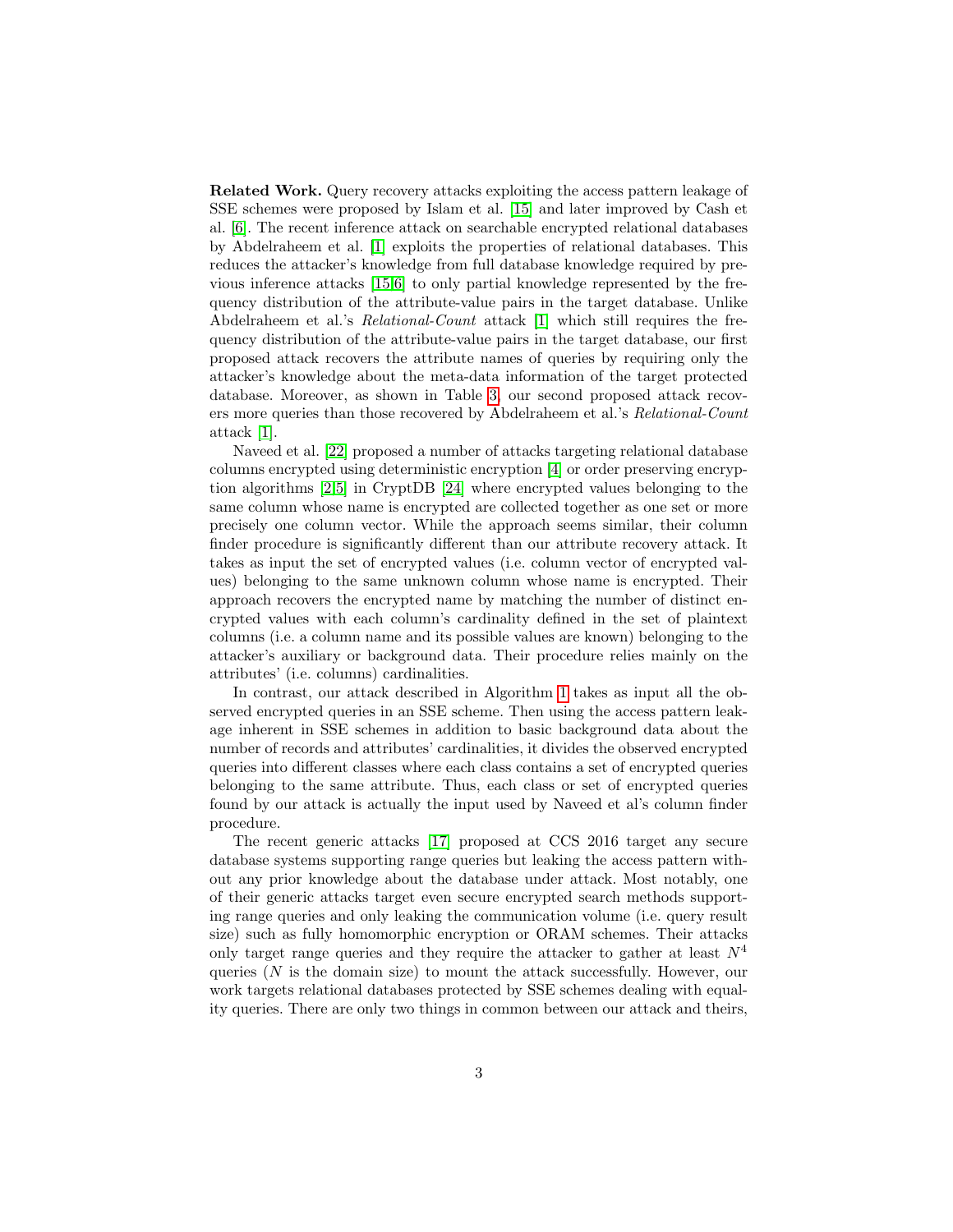**Related Work.** Query recovery attacks exploiting the access pattern leakage of SSE schemes were proposed by Islam et al. [15] and later improved by Cash et al. [6]. The recent inference attack on searchable encrypted relational databases by Abdelraheem et al. [1] exploits the properties of relational databases. This reduces the attacker's knowledge from full database knowledge required by previous inference attacks [15,6] to only partial knowledge represented by the frequency distribution of the attribute-value pairs in the target database. Unlike Abdelraheem et al.'s *Relational-Count* attack [1] which still requires the frequency distribution of the attribute-value pairs in the target database, our first proposed attack recovers the attribute names of queries by requiring only the attacker's knowledge about the meta-data information of the target protected database. Moreover, as shown in Table 3, our second proposed attack recovers more queries than those recovered by Abdelraheem et al.'s *Relational-Count* attack [1].

Naveed et al. [22] proposed a number of attacks targeting relational database columns encrypted using deterministic encryption [4] or order preserving encryption algorithms [2,5] in CryptDB [24] where encrypted values belonging to the same column whose name is encrypted are collected together as one set or more precisely one column vector. While the approach seems similar, their column finder procedure is significantly different than our attribute recovery attack. It takes as input the set of encrypted values (i.e. column vector of encrypted values) belonging to the same unknown column whose name is encrypted. Their approach recovers the encrypted name by matching the number of distinct encrypted values with each column's cardinality defined in the set of plaintext columns (i.e. a column name and its possible values are known) belonging to the attacker's auxiliary or background data. Their procedure relies mainly on the attributes' (i.e. columns) cardinalities.

In contrast, our attack described in Algorithm 1 takes as input all the observed encrypted queries in an SSE scheme. Then using the access pattern leakage inherent in SSE schemes in addition to basic background data about the number of records and attributes' cardinalities, it divides the observed encrypted queries into different classes where each class contains a set of encrypted queries belonging to the same attribute. Thus, each class or set of encrypted queries found by our attack is actually the input used by Naveed et al's column finder procedure.

The recent generic attacks [17] proposed at CCS 2016 target any secure database systems supporting range queries but leaking the access pattern without any prior knowledge about the database under attack. Most notably, one of their generic attacks target even secure encrypted search methods supporting range queries and only leaking the communication volume (i.e. query result size) such as fully homomorphic encryption or ORAM schemes. Their attacks only target range queries and they require the attacker to gather at least $N^4$ queries ($N$ is the domain size) to mount the attack successfully. However, our work targets relational databases protected by SSE schemes dealing with equality queries. There are only two things in common between our attack and theirs,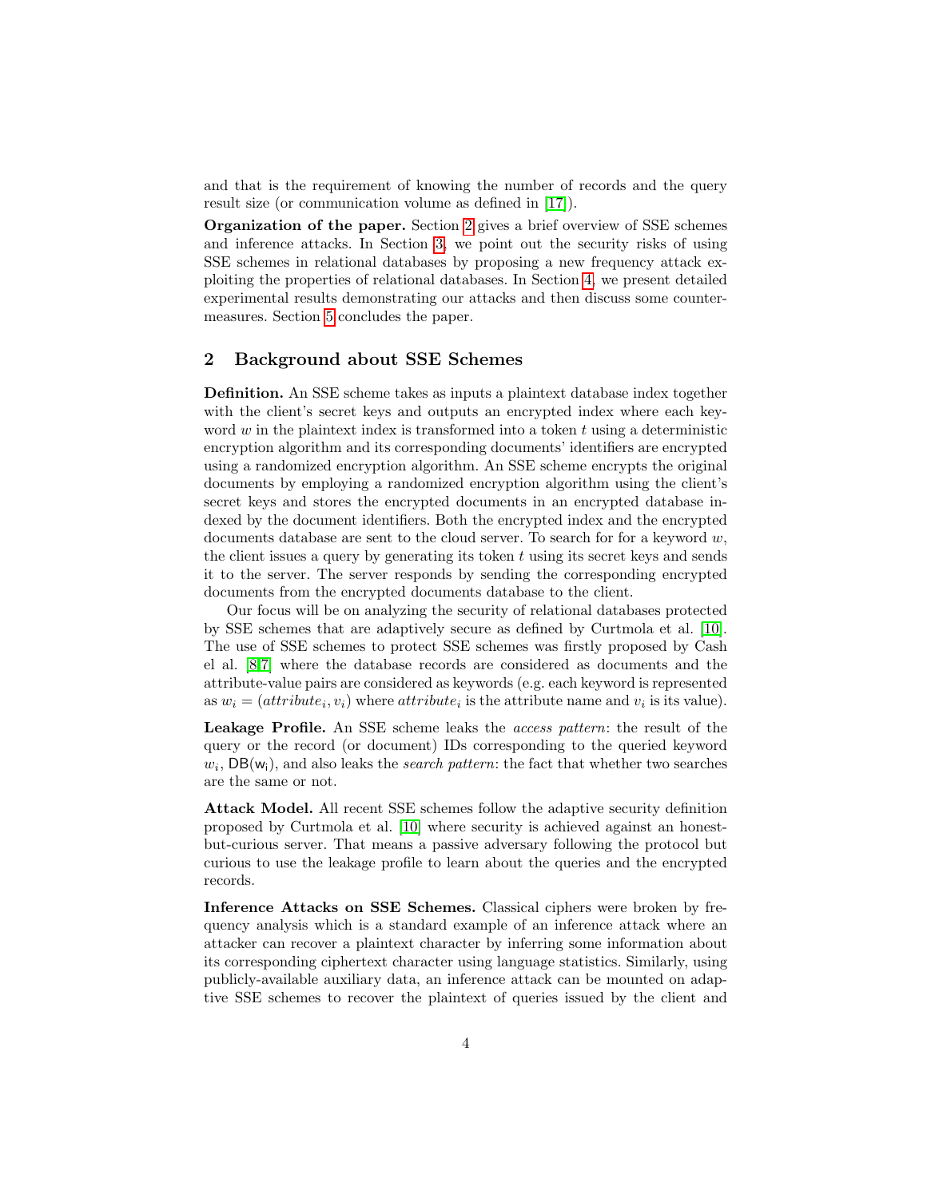and that is the requirement of knowing the number of records and the query result size (or communication volume as defined in [17]).

**Organization of the paper.** Section 2 gives a brief overview of SSE schemes and inference attacks. In Section 3, we point out the security risks of using SSE schemes in relational databases by proposing a new frequency attack exploiting the properties of relational databases. In Section 4, we present detailed experimental results demonstrating our attacks and then discuss some countermeasures. Section 5 concludes the paper.

## 2 Background about SSE Schemes

**Definition.** An SSE scheme takes as inputs a plaintext database index together with the client's secret keys and outputs an encrypted index where each keyword $w$ in the plaintext index is transformed into a token $t$ using a deterministic encryption algorithm and its corresponding documents' identifiers are encrypted using a randomized encryption algorithm. An SSE scheme encrypts the original documents by employing a randomized encryption algorithm using the client's secret keys and stores the encrypted documents in an encrypted database indexed by the document identifiers. Both the encrypted index and the encrypted documents database are sent to the cloud server. To search for for a keyword $w$, the client issues a query by generating its token $t$ using its secret keys and sends it to the server. The server responds by sending the corresponding encrypted documents from the encrypted documents database to the client.

Our focus will be on analyzing the security of relational databases protected by SSE schemes that are adaptively secure as defined by Curtmola et al. [10]. The use of SSE schemes to protect SSE schemes was firstly proposed by Cash el al. [8,7] where the database records are considered as documents and the attribute-value pairs are considered as keywords (e.g. each keyword is represented as $w_i = (attribute_i, v_i)$ where $attribute_i$ is the attribute name and $v_i$ is its value).

**Leakage Profile.** An SSE scheme leaks the *access pattern*: the result of the query or the record (or document) IDs corresponding to the queried keyword $w_i$, $\mathsf{DB}(\mathsf{w_i})$, and also leaks the *search pattern*: the fact that whether two searches are the same or not.

**Attack Model.** All recent SSE schemes follow the adaptive security definition proposed by Curtmola et al. [10] where security is achieved against an honest-but-curious server. That means a passive adversary following the protocol but curious to use the leakage profile to learn about the queries and the encrypted records.

**Inference Attacks on SSE Schemes.** Classical ciphers were broken by frequency analysis which is a standard example of an inference attack where an attacker can recover a plaintext character by inferring some information about its corresponding ciphertext character using language statistics. Similarly, using publicly-available auxiliary data, an inference attack can be mounted on adaptive SSE schemes to recover the plaintext of queries issued by the client and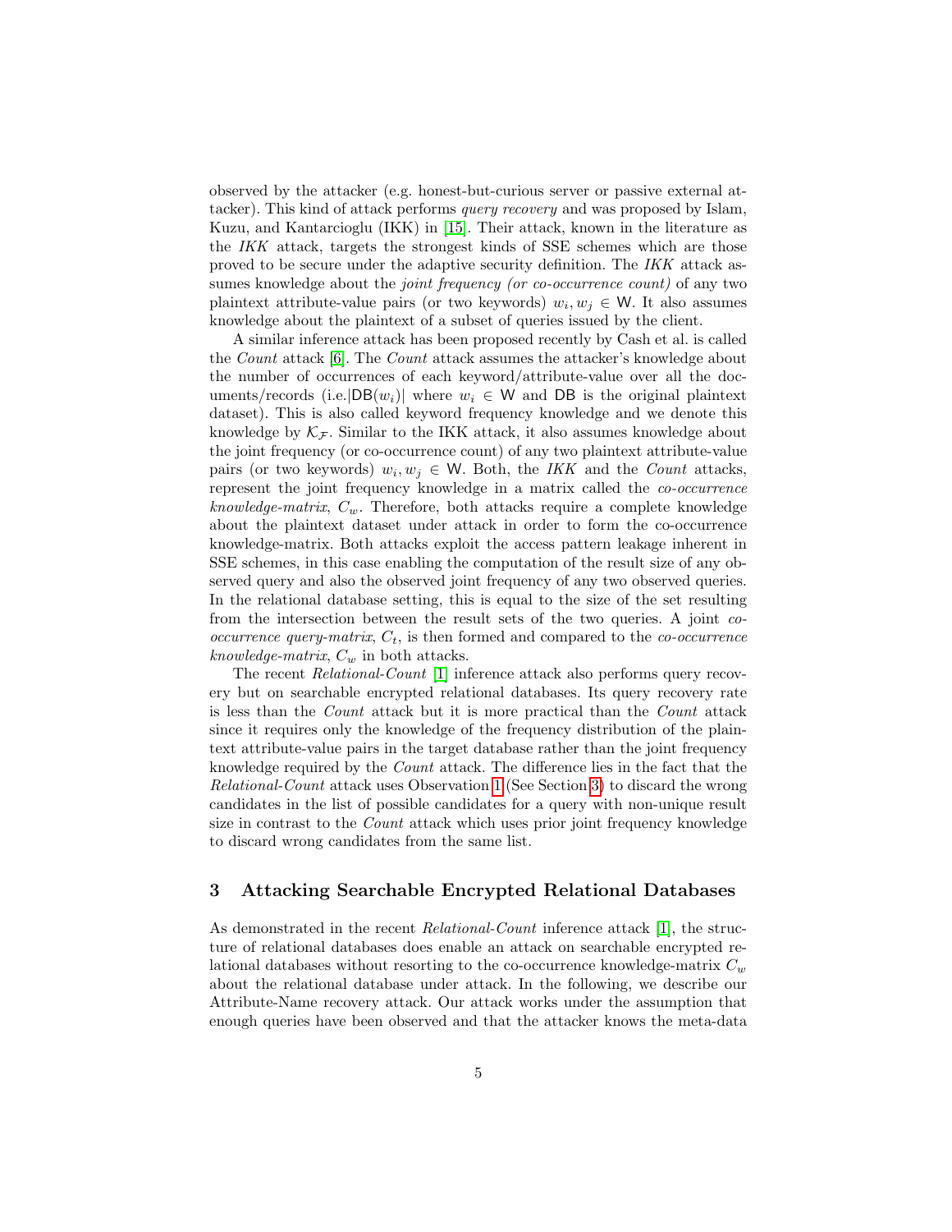observed by the attacker (e.g. honest-but-curious server or passive external attacker). This kind of attack performs *query recovery* and was proposed by Islam, Kuzu, and Kantarcioglu (IKK) in [15]. Their attack, known in the literature as the *IKK* attack, targets the strongest kinds of SSE schemes which are those proved to be secure under the adaptive security definition. The *IKK* attack assumes knowledge about the *joint frequency (or co-occurrence count)* of any two plaintext attribute-value pairs (or two keywords) $w_i, w_j \in \mathsf{W}$. It also assumes knowledge about the plaintext of a subset of queries issued by the client.

A similar inference attack has been proposed recently by Cash et al. is called the *Count* attack [6]. The *Count* attack assumes the attacker's knowledge about the number of occurrences of each keyword/attribute-value over all the documents/records (i.e.$|\mathsf{DB}(w_i)|$ where $w_i \in \mathsf{W}$ and $\mathsf{DB}$ is the original plaintext dataset). This is also called keyword frequency knowledge and we denote this knowledge by $\mathcal{K}_{\mathcal{F}}$. Similar to the IKK attack, it also assumes knowledge about the joint frequency (or co-occurrence count) of any two plaintext attribute-value pairs (or two keywords) $w_i, w_j \in \mathsf{W}$. Both, the *IKK* and the *Count* attacks, represent the joint frequency knowledge in a matrix called the *co-occurrence knowledge-matrix*, $C_w$. Therefore, both attacks require a complete knowledge about the plaintext dataset under attack in order to form the co-occurrence knowledge-matrix. Both attacks exploit the access pattern leakage inherent in SSE schemes, in this case enabling the computation of the result size of any observed query and also the observed joint frequency of any two observed queries. In the relational database setting, this is equal to the size of the set resulting from the intersection between the result sets of the two queries. A joint *co-occurrence query-matrix*, $C_t$, is then formed and compared to the *co-occurrence knowledge-matrix*, $C_w$ in both attacks.

The recent *Relational-Count* [1] inference attack also performs query recovery but on searchable encrypted relational databases. Its query recovery rate is less than the *Count* attack but it is more practical than the *Count* attack since it requires only the knowledge of the frequency distribution of the plaintext attribute-value pairs in the target database rather than the joint frequency knowledge required by the *Count* attack. The difference lies in the fact that the *Relational-Count* attack uses Observation 1 (See Section 3) to discard the wrong candidates in the list of possible candidates for a query with non-unique result size in contrast to the *Count* attack which uses prior joint frequency knowledge to discard wrong candidates from the same list.

## 3 Attacking Searchable Encrypted Relational Databases

As demonstrated in the recent *Relational-Count* inference attack [1], the structure of relational databases does enable an attack on searchable encrypted relational databases without resorting to the co-occurrence knowledge-matrix $C_w$ about the relational database under attack. In the following, we describe our Attribute-Name recovery attack. Our attack works under the assumption that enough queries have been observed and that the attacker knows the meta-data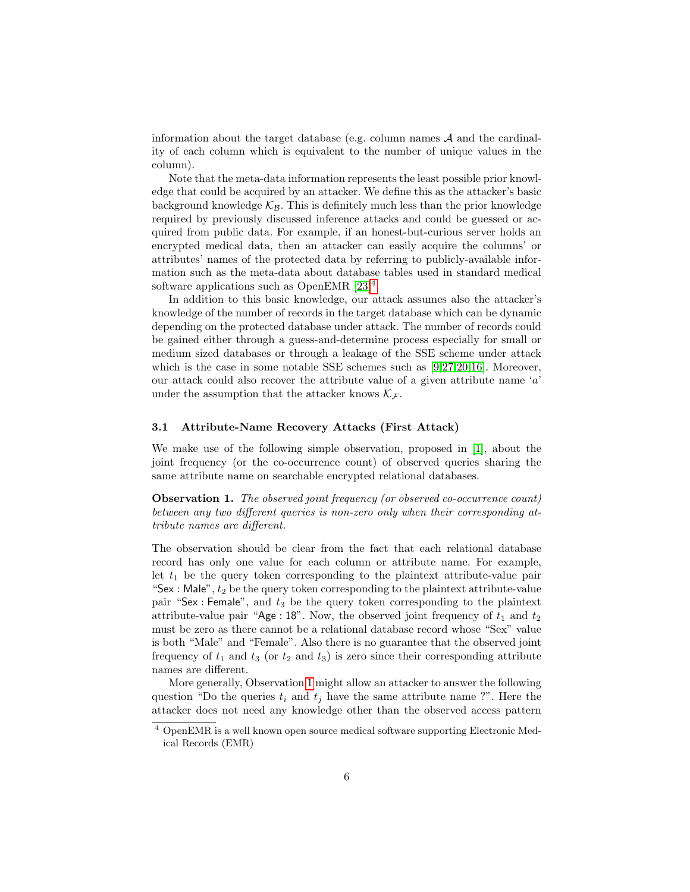information about the target database (e.g. column names $\mathcal{A}$ and the cardinality of each column which is equivalent to the number of unique values in the column).

Note that the meta-data information represents the least possible prior knowledge that could be acquired by an attacker. We define this as the attacker's basic background knowledge $\mathcal{K}_{\mathcal{B}}$. This is definitely much less than the prior knowledge required by previously discussed inference attacks and could be guessed or acquired from public data. For example, if an honest-but-curious server holds an encrypted medical data, then an attacker can easily acquire the columns' or attributes' names of the protected data by referring to publicly-available information such as the meta-data about database tables used in standard medical software applications such as OpenEMR [23][4].

In addition to this basic knowledge, our attack assumes also the attacker's knowledge of the number of records in the target database which can be dynamic depending on the protected database under attack. The number of records could be gained either through a guess-and-determine process especially for small or medium sized databases or through a leakage of the SSE scheme under attack which is the case in some notable SSE schemes such as [9,27,20,16]. Moreover, our attack could also recover the attribute value of a given attribute name '$a$' under the assumption that the attacker knows $\mathcal{K}_{\mathcal{F}}$.

### 3.1 Attribute-Name Recovery Attacks (First Attack)

We make use of the following simple observation, proposed in [1], about the joint frequency (or the co-occurrence count) of observed queries sharing the same attribute name on searchable encrypted relational databases.

**Observation 1.** *The observed joint frequency (or observed co-occurrence count) between any two different queries is non-zero only when their corresponding attribute names are different.*

The observation should be clear from the fact that each relational database record has only one value for each column or attribute name. For example, let $t_1$ be the query token corresponding to the plaintext attribute-value pair "Sex : Male", $t_2$ be the query token corresponding to the plaintext attribute-value pair "Sex : Female", and $t_3$ be the query token corresponding to the plaintext attribute-value pair "Age : 18". Now, the observed joint frequency of $t_1$ and $t_2$ must be zero as there cannot be a relational database record whose "Sex" value is both "Male" and "Female". Also there is no guarantee that the observed joint frequency of $t_1$ and $t_3$ (or $t_2$ and $t_3$) is zero since their corresponding attribute names are different.

More generally, Observation 1 might allow an attacker to answer the following question "Do the queries $t_i$ and $t_j$ have the same attribute name ?". Here the attacker does not need any knowledge other than the observed access pattern

[4] OpenEMR is a well known open source medical software supporting Electronic Medical Records (EMR)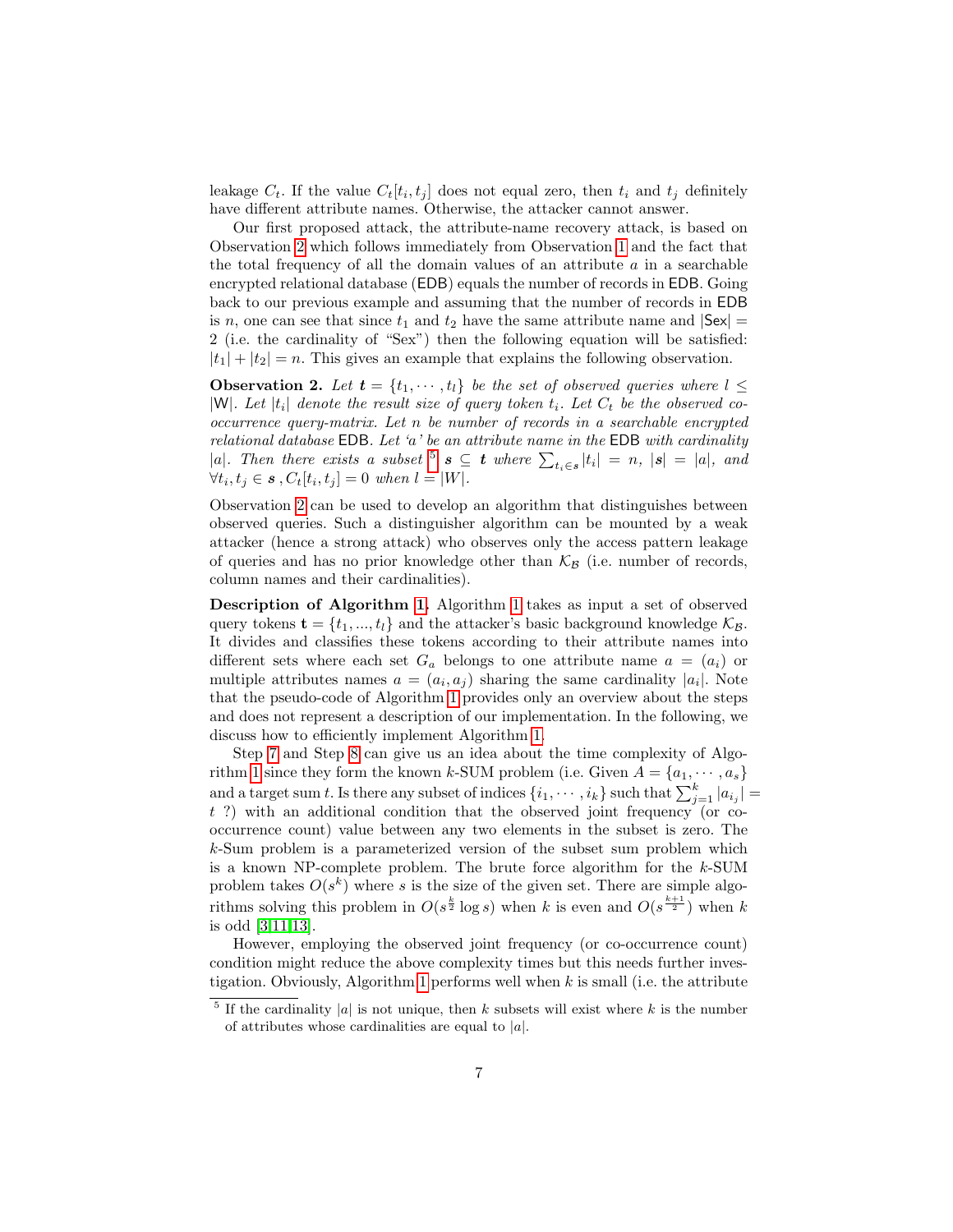leakage $C_t$. If the value $C_t[t_i, t_j]$ does not equal zero, then $t_i$ and $t_j$ definitely have different attribute names. Otherwise, the attacker cannot answer.

Our first proposed attack, the attribute-name recovery attack, is based on Observation 2 which follows immediately from Observation 1 and the fact that the total frequency of all the domain values of an attribute $a$ in a searchable encrypted relational database (EDB) equals the number of records in EDB. Going back to our previous example and assuming that the number of records in EDB is $n$, one can see that since $t_1$ and $t_2$ have the same attribute name and $|\mathsf{Sex}| = 2$ (i.e. the cardinality of "Sex") then the following equation will be satisfied: $|t_1| + |t_2| = n$. This gives an example that explains the following observation.

**Observation 2.** *Let $\boldsymbol{t} = \{t_1, \cdots, t_l\}$ be the set of observed queries where $l \leq |\mathsf{W}|$. Let $|t_i|$ denote the result size of query token $t_i$. Let $C_t$ be the observed co-occurrence query-matrix. Let $n$ be number of records in a searchable encrypted relational database EDB. Let 'a' be an attribute name in the EDB with cardinality $|a|$. Then there exists a subset [5] $\boldsymbol{s} \subseteq \boldsymbol{t}$ where $\sum_{t_i \in \boldsymbol{s}} |t_i| = n$, $|\boldsymbol{s}| = |a|$, and $\forall t_i, t_j \in \boldsymbol{s}, C_t[t_i, t_j] = 0$ when $l = |W|$.*

Observation 2 can be used to develop an algorithm that distinguishes between observed queries. Such a distinguisher algorithm can be mounted by a weak attacker (hence a strong attack) who observes only the access pattern leakage of queries and has no prior knowledge other than $\mathcal{K}_{\mathcal{B}}$ (i.e. number of records, column names and their cardinalities).

**Description of Algorithm 1.** Algorithm 1 takes as input a set of observed query tokens $\mathbf{t} = \{t_1, ..., t_l\}$ and the attacker's basic background knowledge $\mathcal{K}_{\mathcal{B}}$. It divides and classifies these tokens according to their attribute names into different sets where each set $G_a$ belongs to one attribute name $a = (a_i)$ or multiple attributes names $a = (a_i, a_j)$ sharing the same cardinality $|a_i|$. Note that the pseudo-code of Algorithm 1 provides only an overview about the steps and does not represent a description of our implementation. In the following, we discuss how to efficiently implement Algorithm 1.

Step 7 and Step 8 can give us an idea about the time complexity of Algorithm 1 since they form the known $k$-SUM problem (i.e. Given $A = \{a_1, \cdots, a_s\}$ and a target sum $t$. Is there any subset of indices $\{i_1, \cdots, i_k\}$ such that $\sum_{j=1}^{k} |a_{i_j}| = t$ ?) with an additional condition that the observed joint frequency (or co-occurrence count) value between any two elements in the subset is zero. The $k$-Sum problem is a parameterized version of the subset sum problem which is a known NP-complete problem. The brute force algorithm for the $k$-SUM problem takes $O(s^k)$ where $s$ is the size of the given set. There are simple algorithms solving this problem in $O(s^{\frac{k}{2}} \log s)$ when $k$ is even and $O(s^{\frac{k+1}{2}})$ when $k$ is odd [3,11,13].

However, employing the observed joint frequency (or co-occurrence count) condition might reduce the above complexity times but this needs further investigation. Obviously, Algorithm 1 performs well when $k$ is small (i.e. the attribute

[5] If the cardinality $|a|$ is not unique, then $k$ subsets will exist where $k$ is the number of attributes whose cardinalities are equal to $|a|$.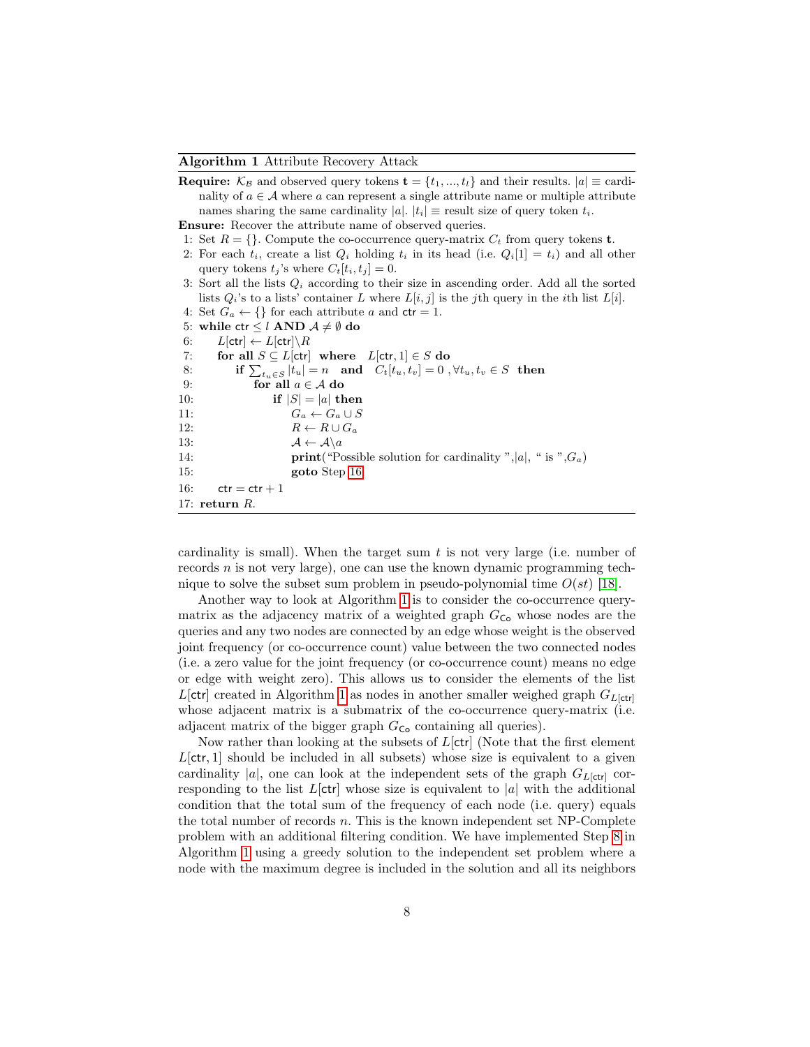**Algorithm 1** Attribute Recovery Attack

**Require:** $\mathcal{K}_{\mathcal{B}}$ and observed query tokens $\mathbf{t} = \{t_1, ..., t_l\}$ and their results. $|a| \equiv$ cardinality of $a \in \mathcal{A}$ where $a$ can represent a single attribute name or multiple attribute names sharing the same cardinality $|a|$. $|t_i| \equiv$ result size of query token $t_i$.

**Ensure:** Recover the attribute name of observed queries.

1: Set $R = \{\}$. Compute the co-occurrence query-matrix $C_t$ from query tokens $\mathbf{t}$.

2: For each $t_i$, create a list $Q_i$ holding $t_i$ in its head (i.e. $Q_i[1] = t_i$) and all other query tokens $t_j$'s where $C_t[t_i, t_j] = 0$.

3: Sort all the lists $Q_i$ according to their size in ascending order. Add all the sorted lists $Q_i$'s to a lists' container $L$ where $L[i, j]$ is the $j$th query in the $i$th list $L[i]$.

4: Set $G_a \leftarrow \{\}$ for each attribute $a$ and $\mathsf{ctr} = 1$.

5: **while** $\mathsf{ctr} \leq l$ **AND** $\mathcal{A} \neq \emptyset$ **do**

6: $\quad L[\mathsf{ctr}] \leftarrow L[\mathsf{ctr}] \backslash R$

7: $\quad$ **for all** $S \subseteq L[\mathsf{ctr}]$ **where** $L[\mathsf{ctr}, 1] \in S$ **do**

8: $\quad\quad$ **if** $\sum_{t_u \in S} |t_u| = n$ **and** $C_t[t_u, t_v] = 0$ , $\forall t_u, t_v \in S$ **then**

9: $\quad\quad\quad$ **for all** $a \in \mathcal{A}$ **do**

10: $\quad\quad\quad\quad$ **if** $|S| = |a|$ **then**

11: $\quad\quad\quad\quad\quad G_a \leftarrow G_a \cup S$

12: $\quad\quad\quad\quad\quad R \leftarrow R \cup G_a$

13: $\quad\quad\quad\quad\quad \mathcal{A} \leftarrow \mathcal{A} \backslash a$

14: $\quad\quad\quad\quad\quad$ **print**("Possible solution for cardinality ",$|a|$, " is ",$G_a$)

15: $\quad\quad\quad\quad\quad$ **goto** Step 16

16: $\quad \mathsf{ctr} = \mathsf{ctr} + 1$

17: **return** $R$.

cardinality is small). When the target sum $t$ is not very large (i.e. number of records $n$ is not very large), one can use the known dynamic programming technique to solve the subset sum problem in pseudo-polynomial time $O(st)$ [18].

Another way to look at Algorithm 1 is to consider the co-occurrence query-matrix as the adjacency matrix of a weighted graph $G_{\mathsf{Co}}$ whose nodes are the queries and any two nodes are connected by an edge whose weight is the observed joint frequency (or co-occurrence count) value between the two connected nodes (i.e. a zero value for the joint frequency (or co-occurrence count) means no edge or edge with weight zero). This allows us to consider the elements of the list $L[\mathsf{ctr}]$ created in Algorithm 1 as nodes in another smaller weighed graph $G_{L[\mathsf{ctr}]}$ whose adjacent matrix is a submatrix of the co-occurrence query-matrix (i.e. adjacent matrix of the bigger graph $G_{\mathsf{Co}}$ containing all queries).

Now rather than looking at the subsets of $L[\mathsf{ctr}]$ (Note that the first element $L[\mathsf{ctr}, 1]$ should be included in all subsets) whose size is equivalent to a given cardinality $|a|$, one can look at the independent sets of the graph $G_{L[\mathsf{ctr}]}$ corresponding to the list $L[\mathsf{ctr}]$ whose size is equivalent to $|a|$ with the additional condition that the total sum of the frequency of each node (i.e. query) equals the total number of records $n$. This is the known independent set NP-Complete problem with an additional filtering condition. We have implemented Step 8 in Algorithm 1 using a greedy solution to the independent set problem where a node with the maximum degree is included in the solution and all its neighbors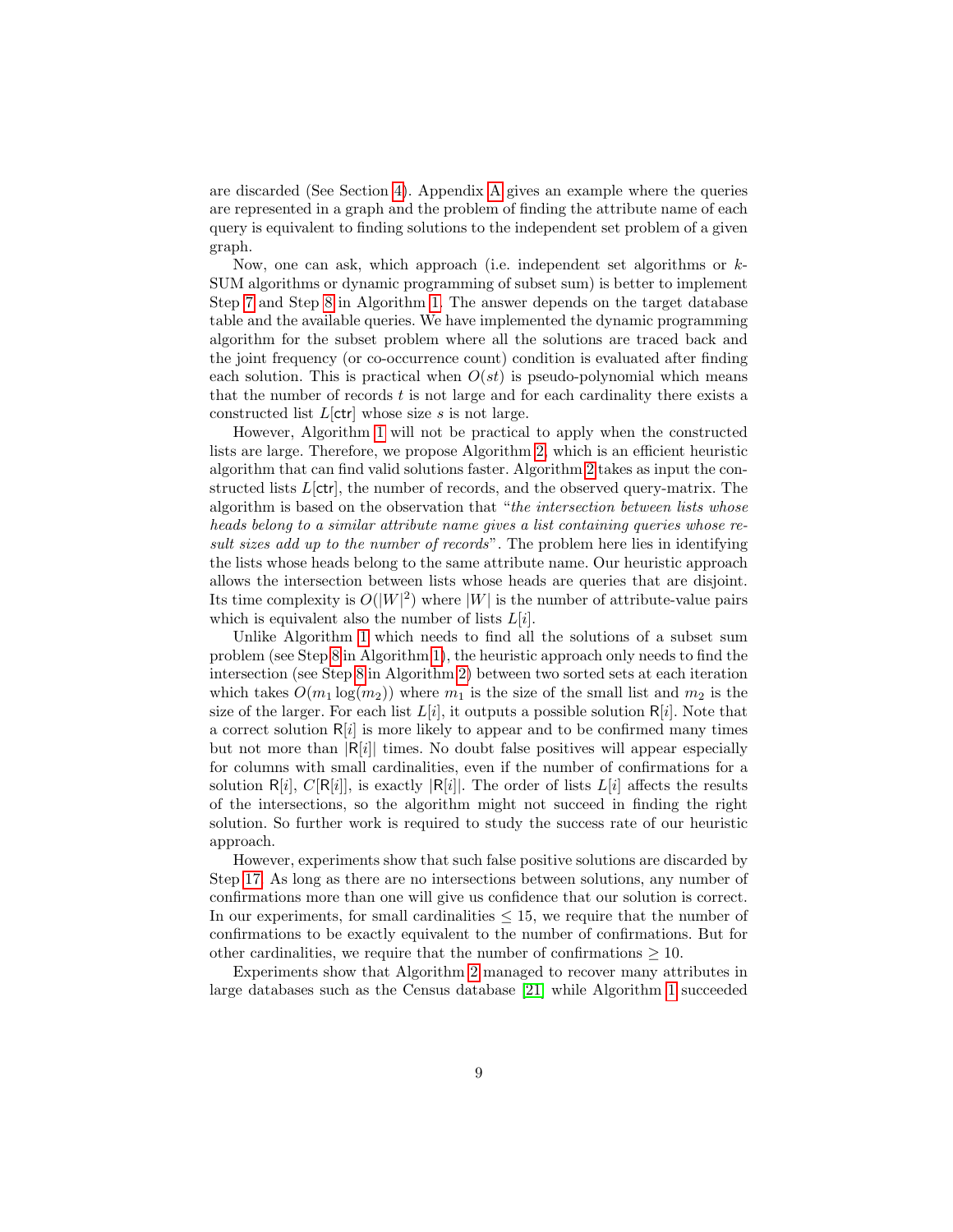are discarded (See Section 4). Appendix A gives an example where the queries are represented in a graph and the problem of finding the attribute name of each query is equivalent to finding solutions to the independent set problem of a given graph.

Now, one can ask, which approach (i.e. independent set algorithms or $k$-SUM algorithms or dynamic programming of subset sum) is better to implement Step 7 and Step 8 in Algorithm 1. The answer depends on the target database table and the available queries. We have implemented the dynamic programming algorithm for the subset problem where all the solutions are traced back and the joint frequency (or co-occurrence count) condition is evaluated after finding each solution. This is practical when $O(st)$ is pseudo-polynomial which means that the number of records $t$ is not large and for each cardinality there exists a constructed list $L[\mathsf{ctr}]$ whose size $s$ is not large.

However, Algorithm 1 will not be practical to apply when the constructed lists are large. Therefore, we propose Algorithm 2, which is an efficient heuristic algorithm that can find valid solutions faster. Algorithm 2 takes as input the constructed lists $L[\mathsf{ctr}]$, the number of records, and the observed query-matrix. The algorithm is based on the observation that "*the intersection between lists whose heads belong to a similar attribute name gives a list containing queries whose result sizes add up to the number of records*". The problem here lies in identifying the lists whose heads belong to the same attribute name. Our heuristic approach allows the intersection between lists whose heads are queries that are disjoint. Its time complexity is $O(|W|^2)$ where $|W|$ is the number of attribute-value pairs which is equivalent also the number of lists $L[i]$.

Unlike Algorithm 1 which needs to find all the solutions of a subset sum problem (see Step 8 in Algorithm 1), the heuristic approach only needs to find the intersection (see Step 8 in Algorithm 2) between two sorted sets at each iteration which takes $O(m_1 \log(m_2))$ where $m_1$ is the size of the small list and $m_2$ is the size of the larger. For each list $L[i]$, it outputs a possible solution $\mathsf{R}[i]$. Note that a correct solution $\mathsf{R}[i]$ is more likely to appear and to be confirmed many times but not more than $|\mathsf{R}[i]|$ times. No doubt false positives will appear especially for columns with small cardinalities, even if the number of confirmations for a solution $\mathsf{R}[i]$, $C[\mathsf{R}[i]]$, is exactly $|\mathsf{R}[i]|$. The order of lists $L[i]$ affects the results of the intersections, so the algorithm might not succeed in finding the right solution. So further work is required to study the success rate of our heuristic approach.

However, experiments show that such false positive solutions are discarded by Step 17. As long as there are no intersections between solutions, any number of confirmations more than one will give us confidence that our solution is correct. In our experiments, for small cardinalities $\leq 15$, we require that the number of confirmations to be exactly equivalent to the number of confirmations. But for other cardinalities, we require that the number of confirmations $\geq 10$.

Experiments show that Algorithm 2 managed to recover many attributes in large databases such as the Census database [21] while Algorithm 1 succeeded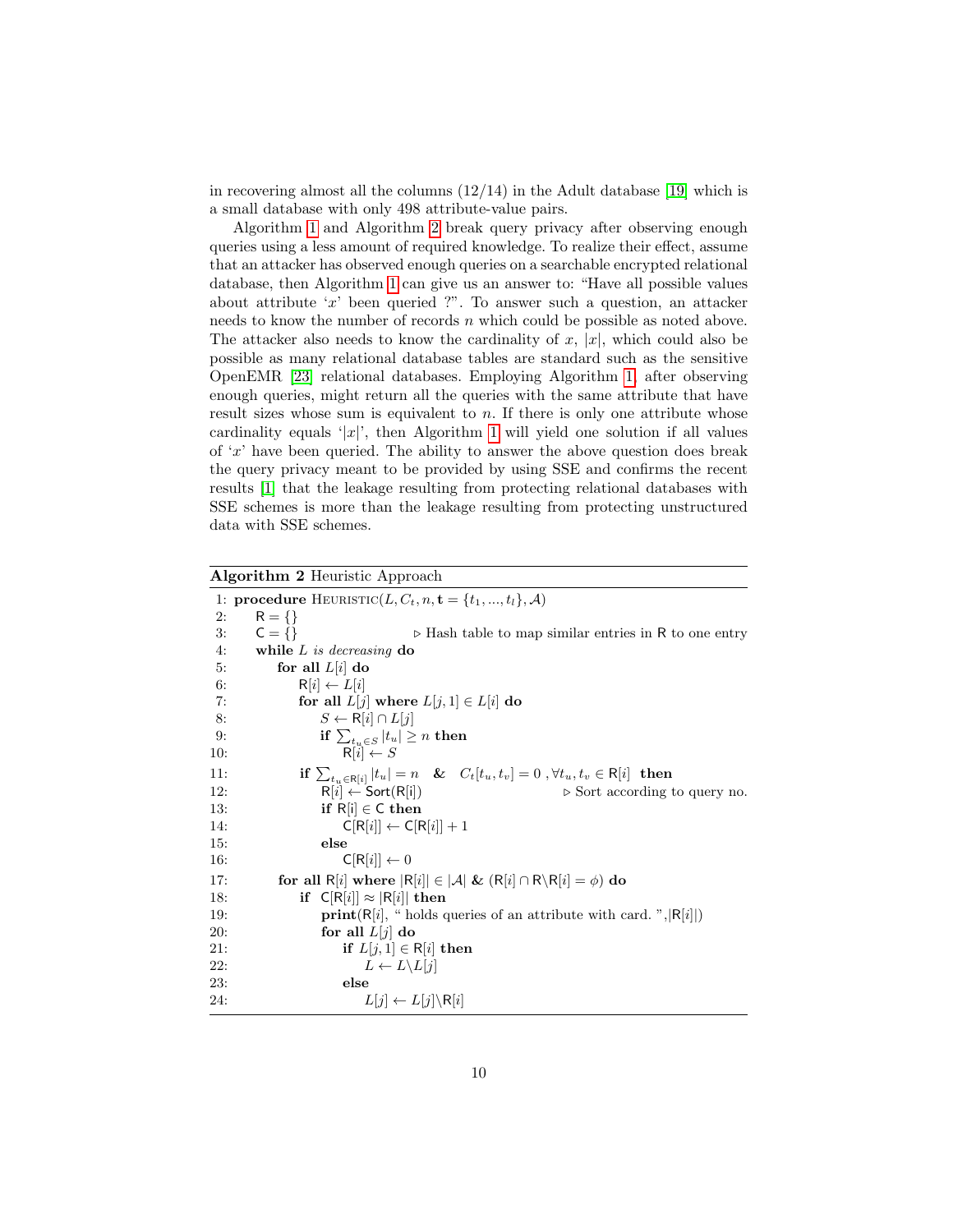in recovering almost all the columns (12/14) in the Adult database [19] which is a small database with only 498 attribute-value pairs.

Algorithm 1 and Algorithm 2 break query privacy after observing enough queries using a less amount of required knowledge. To realize their effect, assume that an attacker has observed enough queries on a searchable encrypted relational database, then Algorithm 1 can give us an answer to: "Have all possible values about attribute '$x$' been queried ?". To answer such a question, an attacker needs to know the number of records $n$ which could be possible as noted above. The attacker also needs to know the cardinality of $x$, $|x|$, which could also be possible as many relational database tables are standard such as the sensitive OpenEMR [23] relational databases. Employing Algorithm 1, after observing enough queries, might return all the queries with the same attribute that have result sizes whose sum is equivalent to $n$. If there is only one attribute whose cardinality equals '$|x|$', then Algorithm 1 will yield one solution if all values of '$x$' have been queried. The ability to answer the above question does break the query privacy meant to be provided by using SSE and confirms the recent results [1] that the leakage resulting from protecting relational databases with SSE schemes is more than the leakage resulting from protecting unstructured data with SSE schemes.

**Algorithm 2** Heuristic Approach

```
 1: procedure HEURISTIC(L, C_t, n, t = {t_1, ..., t_l}, A)
 2:     R = {}
 3:     C = {}                                  ▷ Hash table to map similar entries in R to one entry
 4:     while L is decreasing do
 5:         for all L[i] do
 6:             R[i] ← L[i]
 7:             for all L[j] where L[j,1] ∈ L[i] do
 8:                 S ← R[i] ∩ L[j]
 9:                 if Σ_{t_u ∈ S} |t_u| ≥ n then
10:                     R[i] ← S
11:             if Σ_{t_u ∈ R[i]} |t_u| = n  &  C_t[t_u, t_v] = 0 , ∀t_u, t_v ∈ R[i] then
12:                 R[i] ← Sort(R[i])                          ▷ Sort according to query no.
13:                 if R[i] ∈ C then
14:                     C[R[i]] ← C[R[i]] + 1
15:                 else
16:                     C[R[i]] ← 0
17:         for all R[i] where |R[i]| ∈ |A| & (R[i] ∩ R\R[i] = φ) do
18:             if C[R[i]] ≈ |R[i]| then
19:                 print(R[i], " holds queries of an attribute with card. ", |R[i]|)
20:                 for all L[j] do
21:                     if L[j,1] ∈ R[i] then
22:                         L ← L\L[j]
23:                     else
24:                         L[j] ← L[j]\R[i]
```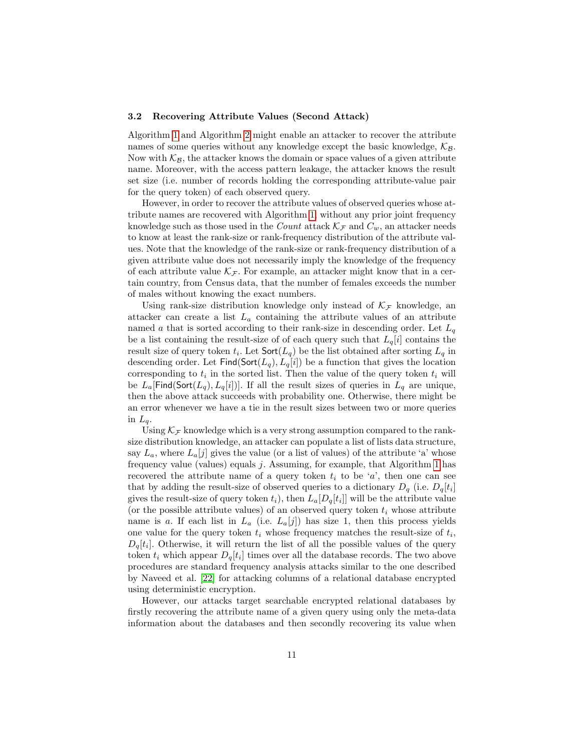### 3.2 Recovering Attribute Values (Second Attack)

Algorithm 1 and Algorithm 2 might enable an attacker to recover the attribute names of some queries without any knowledge except the basic knowledge, $\mathcal{K}_{\mathcal{B}}$. Now with $\mathcal{K}_{\mathcal{B}}$, the attacker knows the domain or space values of a given attribute name. Moreover, with the access pattern leakage, the attacker knows the result set size (i.e. number of records holding the corresponding attribute-value pair for the query token) of each observed query.

However, in order to recover the attribute values of observed queries whose attribute names are recovered with Algorithm 1, without any prior joint frequency knowledge such as those used in the *Count* attack $\mathcal{K}_{\mathcal{F}}$ and $C_w$, an attacker needs to know at least the rank-size or rank-frequency distribution of the attribute values. Note that the knowledge of the rank-size or rank-frequency distribution of a given attribute value does not necessarily imply the knowledge of the frequency of each attribute value $\mathcal{K}_{\mathcal{F}}$. For example, an attacker might know that in a certain country, from Census data, that the number of females exceeds the number of males without knowing the exact numbers.

Using rank-size distribution knowledge only instead of $\mathcal{K}_{\mathcal{F}}$ knowledge, an attacker can create a list $L_a$ containing the attribute values of an attribute named $a$ that is sorted according to their rank-size in descending order. Let $L_q$ be a list containing the result-size of of each query such that $L_q[i]$ contains the result size of query token $t_i$. Let $\mathsf{Sort}(L_q)$ be the list obtained after sorting $L_q$ in descending order. Let $\mathsf{Find}(\mathsf{Sort}(L_q), L_q[i])$ be a function that gives the location corresponding to $t_i$ in the sorted list. Then the value of the query token $t_i$ will be $L_a[\mathsf{Find}(\mathsf{Sort}(L_q), L_q[i])]$. If all the result sizes of queries in $L_q$ are unique, then the above attack succeeds with probability one. Otherwise, there might be an error whenever we have a tie in the result sizes between two or more queries in $L_q$.

Using $\mathcal{K}_{\mathcal{F}}$ knowledge which is a very strong assumption compared to the rank-size distribution knowledge, an attacker can populate a list of lists data structure, say $L_a$, where $L_a[j]$ gives the value (or a list of values) of the attribute 'a' whose frequency value (values) equals $j$. Assuming, for example, that Algorithm 1 has recovered the attribute name of a query token $t_i$ to be '$a$', then one can see that by adding the result-size of observed queries to a dictionary $D_q$ (i.e. $D_q[t_i]$ gives the result-size of query token $t_i$), then $L_a[D_q[t_i]]$ will be the attribute value (or the possible attribute values) of an observed query token $t_i$ whose attribute name is $a$. If each list in $L_a$ (i.e. $L_a[j]$) has size 1, then this process yields one value for the query token $t_i$ whose frequency matches the result-size of $t_i$, $D_q[t_i]$. Otherwise, it will return the list of all the possible values of the query token $t_i$ which appear $D_q[t_i]$ times over all the database records. The two above procedures are standard frequency analysis attacks similar to the one described by Naveed et al. [22] for attacking columns of a relational database encrypted using deterministic encryption.

However, our attacks target searchable encrypted relational databases by firstly recovering the attribute name of a given query using only the meta-data information about the databases and then secondly recovering its value when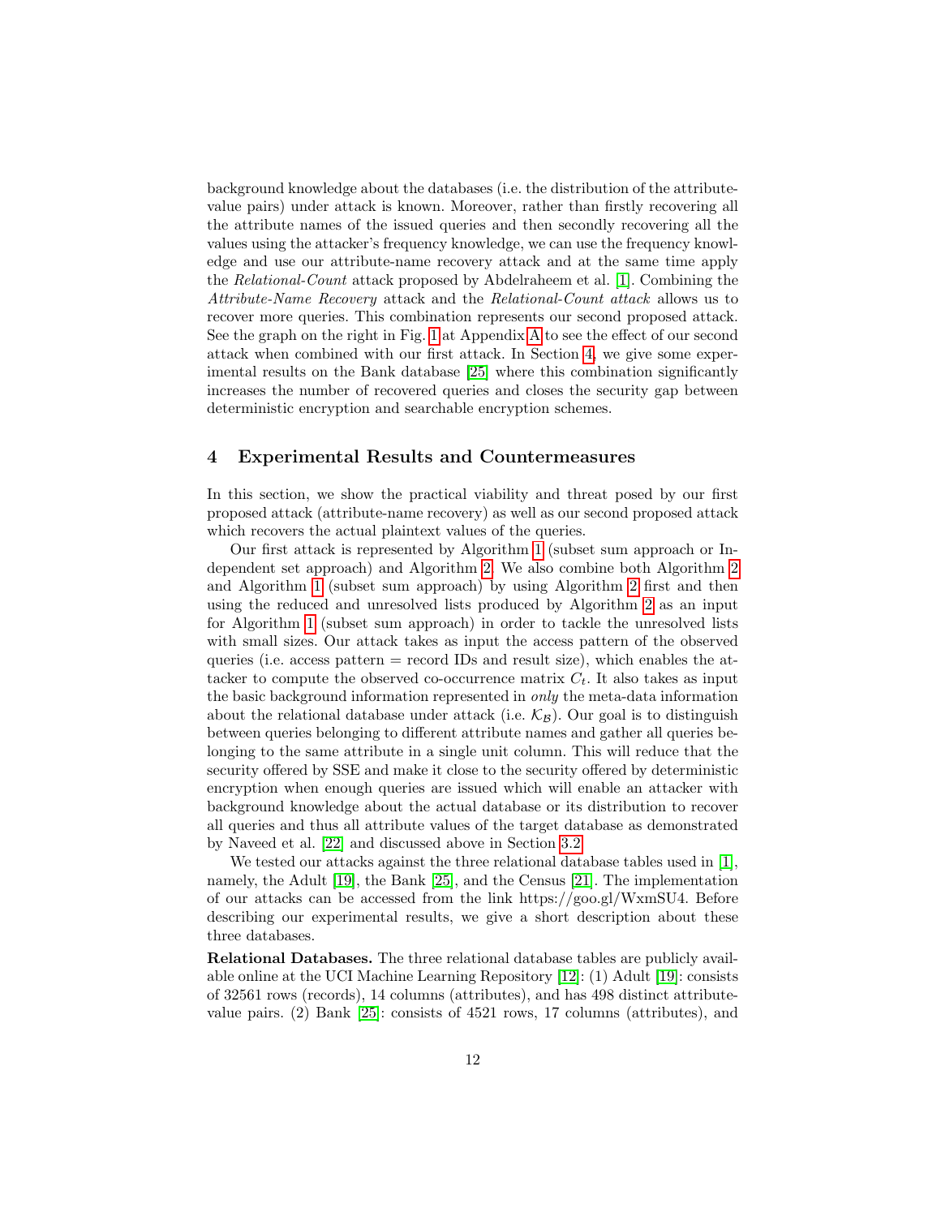background knowledge about the databases (i.e. the distribution of the attribute-value pairs) under attack is known. Moreover, rather than firstly recovering all the attribute names of the issued queries and then secondly recovering all the values using the attacker's frequency knowledge, we can use the frequency knowledge and use our attribute-name recovery attack and at the same time apply the *Relational-Count* attack proposed by Abdelraheem et al. [1]. Combining the *Attribute-Name Recovery* attack and the *Relational-Count attack* allows us to recover more queries. This combination represents our second proposed attack. See the graph on the right in Fig. 1 at Appendix A to see the effect of our second attack when combined with our first attack. In Section 4, we give some experimental results on the Bank database [25] where this combination significantly increases the number of recovered queries and closes the security gap between deterministic encryption and searchable encryption schemes.

## 4 Experimental Results and Countermeasures

In this section, we show the practical viability and threat posed by our first proposed attack (attribute-name recovery) as well as our second proposed attack which recovers the actual plaintext values of the queries.

Our first attack is represented by Algorithm 1 (subset sum approach or Independent set approach) and Algorithm 2. We also combine both Algorithm 2 and Algorithm 1 (subset sum approach) by using Algorithm 2 first and then using the reduced and unresolved lists produced by Algorithm 2 as an input for Algorithm 1 (subset sum approach) in order to tackle the unresolved lists with small sizes. Our attack takes as input the access pattern of the observed queries (i.e. access pattern = record IDs and result size), which enables the attacker to compute the observed co-occurrence matrix $C_t$. It also takes as input the basic background information represented in *only* the meta-data information about the relational database under attack (i.e. $\mathcal{K}_{\mathcal{B}}$). Our goal is to distinguish between queries belonging to different attribute names and gather all queries belonging to the same attribute in a single unit column. This will reduce that the security offered by SSE and make it close to the security offered by deterministic encryption when enough queries are issued which will enable an attacker with background knowledge about the actual database or its distribution to recover all queries and thus all attribute values of the target database as demonstrated by Naveed et al. [22] and discussed above in Section 3.2.

We tested our attacks against the three relational database tables used in [1], namely, the Adult [19], the Bank [25], and the Census [21]. The implementation of our attacks can be accessed from the link https://goo.gl/WxmSU4. Before describing our experimental results, we give a short description about these three databases.

**Relational Databases.** The three relational database tables are publicly available online at the UCI Machine Learning Repository [12]: (1) Adult [19]: consists of 32561 rows (records), 14 columns (attributes), and has 498 distinct attribute-value pairs. (2) Bank [25]: consists of 4521 rows, 17 columns (attributes), and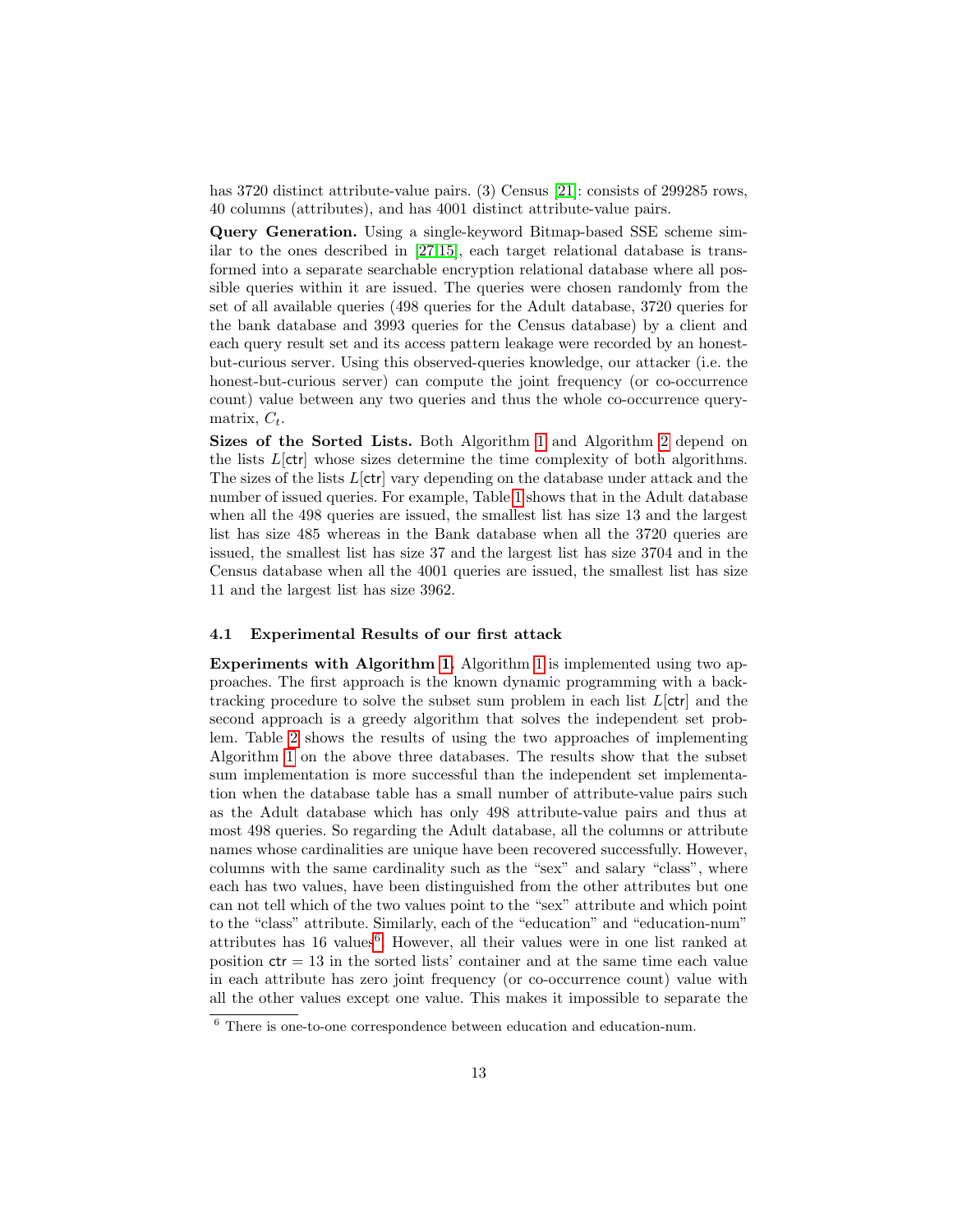has 3720 distinct attribute-value pairs. (3) Census [21]: consists of 299285 rows, 40 columns (attributes), and has 4001 distinct attribute-value pairs.

**Query Generation.** Using a single-keyword Bitmap-based SSE scheme similar to the ones described in [27,15], each target relational database is transformed into a separate searchable encryption relational database where all possible queries within it are issued. The queries were chosen randomly from the set of all available queries (498 queries for the Adult database, 3720 queries for the bank database and 3993 queries for the Census database) by a client and each query result set and its access pattern leakage were recorded by an honest-but-curious server. Using this observed-queries knowledge, our attacker (i.e. the honest-but-curious server) can compute the joint frequency (or co-occurrence count) value between any two queries and thus the whole co-occurrence query-matrix, $C_t$.

**Sizes of the Sorted Lists.** Both Algorithm 1 and Algorithm 2 depend on the lists $L[\mathsf{ctr}]$ whose sizes determine the time complexity of both algorithms. The sizes of the lists $L[\mathsf{ctr}]$ vary depending on the database under attack and the number of issued queries. For example, Table 1 shows that in the Adult database when all the 498 queries are issued, the smallest list has size 13 and the largest list has size 485 whereas in the Bank database when all the 3720 queries are issued, the smallest list has size 37 and the largest list has size 3704 and in the Census database when all the 4001 queries are issued, the smallest list has size 11 and the largest list has size 3962.

### 4.1 Experimental Results of our first attack

**Experiments with Algorithm 1.** Algorithm 1 is implemented using two approaches. The first approach is the known dynamic programming with a backtracking procedure to solve the subset sum problem in each list $L[\mathsf{ctr}]$ and the second approach is a greedy algorithm that solves the independent set problem. Table 2 shows the results of using the two approaches of implementing Algorithm 1 on the above three databases. The results show that the subset sum implementation is more successful than the independent set implementation when the database table has a small number of attribute-value pairs such as the Adult database which has only 498 attribute-value pairs and thus at most 498 queries. So regarding the Adult database, all the columns or attribute names whose cardinalities are unique have been recovered successfully. However, columns with the same cardinality such as the "sex" and salary "class", where each has two values, have been distinguished from the other attributes but one can not tell which of the two values point to the "sex" attribute and which point to the "class" attribute. Similarly, each of the "education" and "education-num" attributes has 16 values[6]. However, all their values were in one list ranked at position $\mathsf{ctr} = 13$ in the sorted lists' container and at the same time each value in each attribute has zero joint frequency (or co-occurrence count) value with all the other values except one value. This makes it impossible to separate the

[6] There is one-to-one correspondence between education and education-num.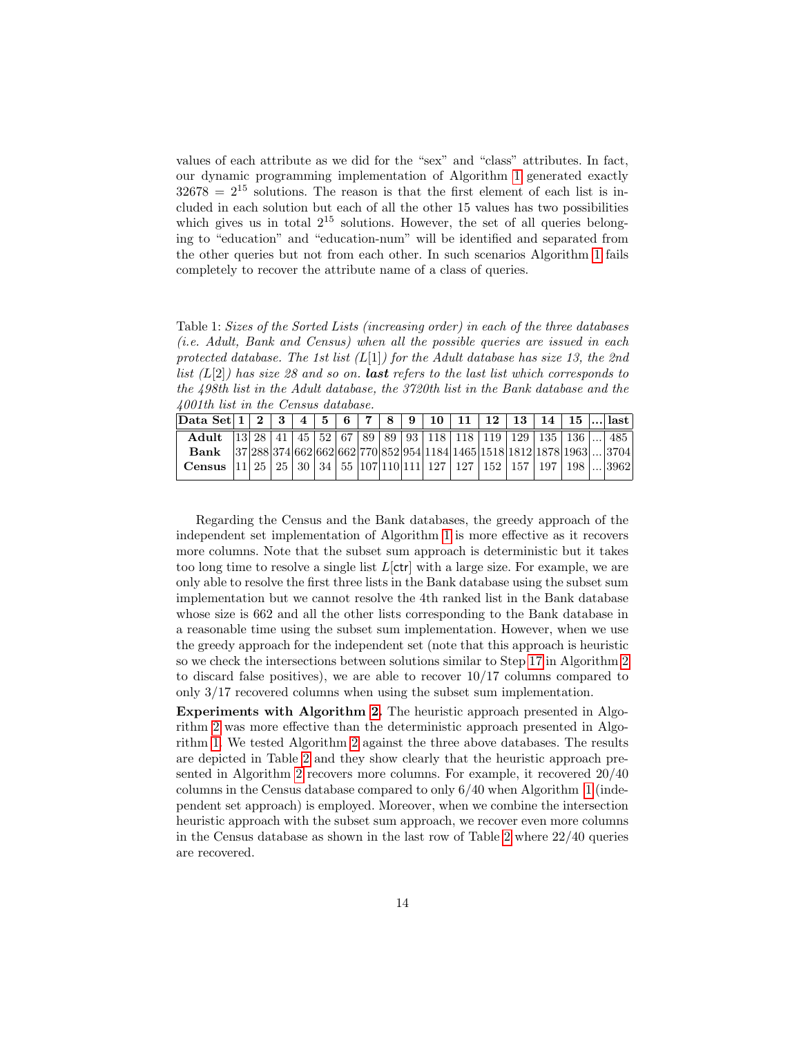values of each attribute as we did for the "sex" and "class" attributes. In fact, our dynamic programming implementation of Algorithm 1 generated exactly $32678 = 2^{15}$ solutions. The reason is that the first element of each list is included in each solution but each of all the other 15 values has two possibilities which gives us in total $2^{15}$ solutions. However, the set of all queries belonging to "education" and "education-num" will be identified and separated from the other queries but not from each other. In such scenarios Algorithm 1 fails completely to recover the attribute name of a class of queries.

Table 1: *Sizes of the Sorted Lists (increasing order) in each of the three databases (i.e. Adult, Bank and Census) when all the possible queries are issued in each protected database. The 1st list ($L[1]$) for the Adult database has size 13, the 2nd list ($L[2]$) has size 28 and so on.* ***last*** *refers to the last list which corresponds to the 498th list in the Adult database, the 3720th list in the Bank database and the 4001th list in the Census database.*

| Data Set | 1 | 2 | 3 | 4 | 5 | 6 | 7 | 8 | 9 | 10 | 11 | 12 | 13 | 14 | 15 | ... | last |
|---|---|---|---|---|---|---|---|---|---|---|---|---|---|---|---|---|---|
| **Adult** | 13 | 28 | 41 | 45 | 52 | 67 | 89 | 89 | 93 | 118 | 118 | 119 | 129 | 135 | 136 | ... | 485 |
| **Bank** | 37 | 288 | 374 | 662 | 662 | 662 | 770 | 852 | 954 | 1184 | 1465 | 1518 | 1812 | 1878 | 1963 | ... | 3704 |
| **Census** | 11 | 25 | 25 | 30 | 34 | 55 | 107 | 110 | 111 | 127 | 127 | 152 | 157 | 197 | 198 | ... | 3962 |

Regarding the Census and the Bank databases, the greedy approach of the independent set implementation of Algorithm 1 is more effective as it recovers more columns. Note that the subset sum approach is deterministic but it takes too long time to resolve a single list $L[\mathsf{ctr}]$ with a large size. For example, we are only able to resolve the first three lists in the Bank database using the subset sum implementation but we cannot resolve the 4th ranked list in the Bank database whose size is 662 and all the other lists corresponding to the Bank database in a reasonable time using the subset sum implementation. However, when we use the greedy approach for the independent set (note that this approach is heuristic so we check the intersections between solutions similar to Step 17 in Algorithm 2 to discard false positives), we are able to recover 10/17 columns compared to only 3/17 recovered columns when using the subset sum implementation.

**Experiments with Algorithm 2.** The heuristic approach presented in Algorithm 2 was more effective than the deterministic approach presented in Algorithm 1. We tested Algorithm 2 against the three above databases. The results are depicted in Table 2 and they show clearly that the heuristic approach presented in Algorithm 2 recovers more columns. For example, it recovered 20/40 columns in the Census database compared to only 6/40 when Algorithm 1 (independent set approach) is employed. Moreover, when we combine the intersection heuristic approach with the subset sum approach, we recover even more columns in the Census database as shown in the last row of Table 2 where 22/40 queries are recovered.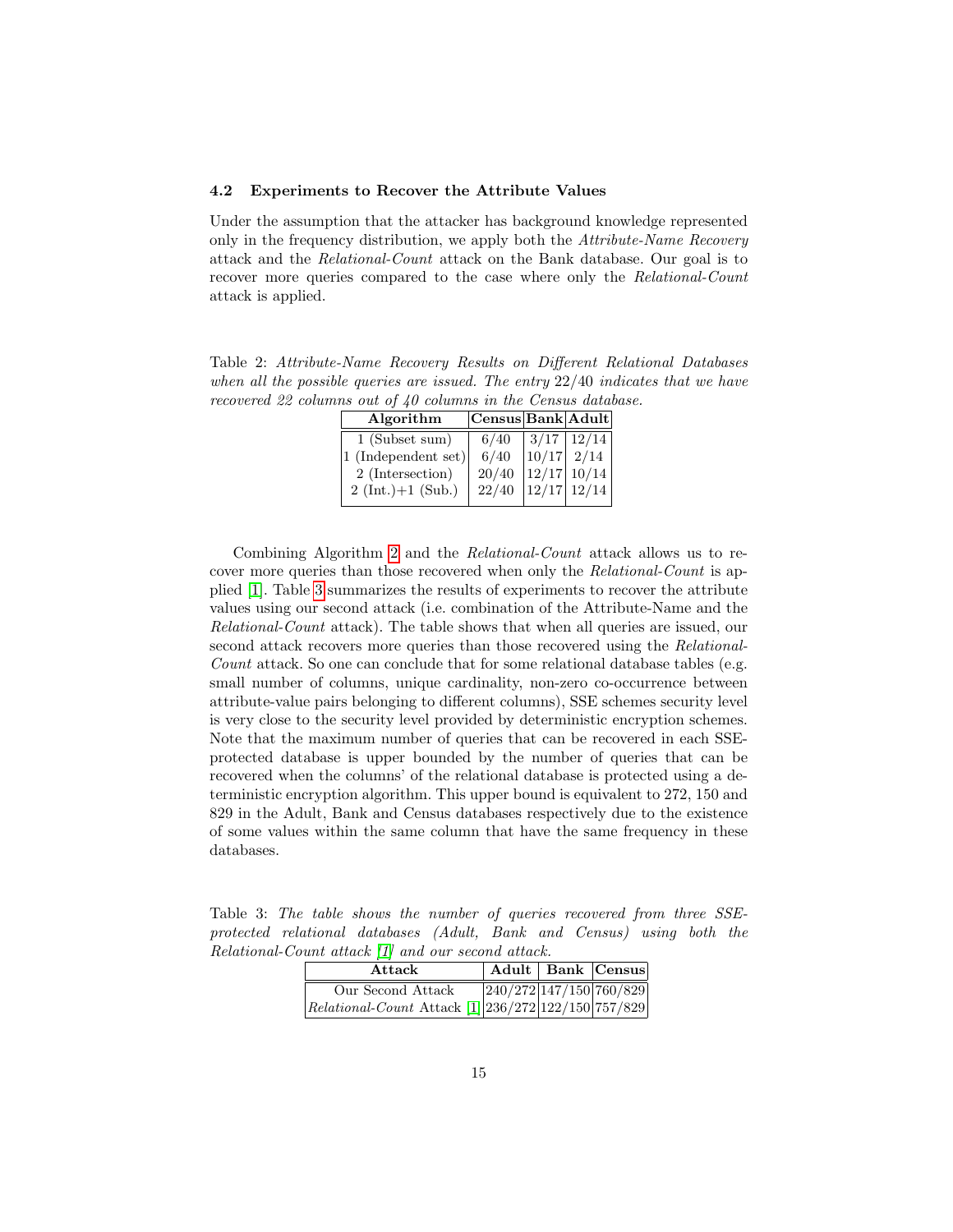### 4.2 Experiments to Recover the Attribute Values

Under the assumption that the attacker has background knowledge represented only in the frequency distribution, we apply both the *Attribute-Name Recovery* attack and the *Relational-Count* attack on the Bank database. Our goal is to recover more queries compared to the case where only the *Relational-Count* attack is applied.

Table 2: *Attribute-Name Recovery Results on Different Relational Databases when all the possible queries are issued. The entry 22/40 indicates that we have recovered 22 columns out of 40 columns in the Census database.*

| Algorithm | Census | Bank | Adult |
| --- | --- | --- | --- |
| 1 (Subset sum) | 6/40 | 3/17 | 12/14 |
| 1 (Independent set) | 6/40 | 10/17 | 2/14 |
| 2 (Intersection) | 20/40 | 12/17 | 10/14 |
| 2 (Int.)+1 (Sub.) | 22/40 | 12/17 | 12/14 |

Combining Algorithm 2 and the *Relational-Count* attack allows us to recover more queries than those recovered when only the *Relational-Count* is applied [1]. Table 3 summarizes the results of experiments to recover the attribute values using our second attack (i.e. combination of the Attribute-Name and the *Relational-Count* attack). The table shows that when all queries are issued, our second attack recovers more queries than those recovered using the *Relational-Count* attack. So one can conclude that for some relational database tables (e.g. small number of columns, unique cardinality, non-zero co-occurrence between attribute-value pairs belonging to different columns), SSE schemes security level is very close to the security level provided by deterministic encryption schemes. Note that the maximum number of queries that can be recovered in each SSE-protected database is upper bounded by the number of queries that can be recovered when the columns' of the relational database is protected using a deterministic encryption algorithm. This upper bound is equivalent to 272, 150 and 829 in the Adult, Bank and Census databases respectively due to the existence of some values within the same column that have the same frequency in these databases.

Table 3: *The table shows the number of queries recovered from three SSE-protected relational databases (Adult, Bank and Census) using both the Relational-Count attack [1] and our second attack.*

| Attack | Adult | Bank | Census |
| --- | --- | --- | --- |
| Our Second Attack | 240/272 | 147/150 | 760/829 |
| *Relational-Count* Attack [1] | 236/272 | 122/150 | 757/829 |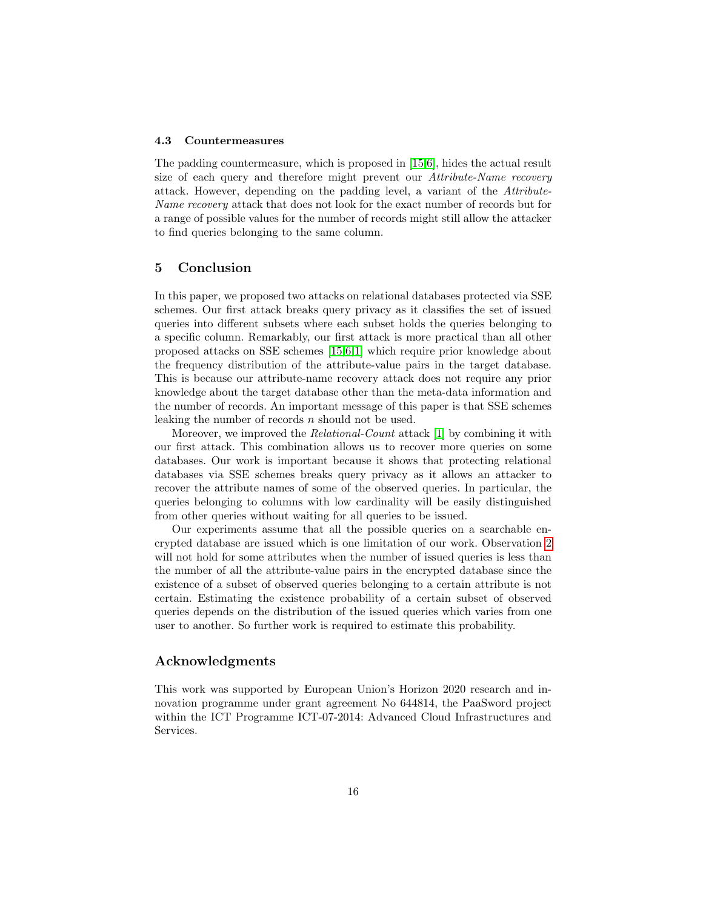### 4.3 Countermeasures

The padding countermeasure, which is proposed in [15,6], hides the actual result size of each query and therefore might prevent our *Attribute-Name recovery* attack. However, depending on the padding level, a variant of the *Attribute-Name recovery* attack that does not look for the exact number of records but for a range of possible values for the number of records might still allow the attacker to find queries belonging to the same column.

## 5 Conclusion

In this paper, we proposed two attacks on relational databases protected via SSE schemes. Our first attack breaks query privacy as it classifies the set of issued queries into different subsets where each subset holds the queries belonging to a specific column. Remarkably, our first attack is more practical than all other proposed attacks on SSE schemes [15,6,1] which require prior knowledge about the frequency distribution of the attribute-value pairs in the target database. This is because our attribute-name recovery attack does not require any prior knowledge about the target database other than the meta-data information and the number of records. An important message of this paper is that SSE schemes leaking the number of records $n$ should not be used.

Moreover, we improved the *Relational-Count* attack [1] by combining it with our first attack. This combination allows us to recover more queries on some databases. Our work is important because it shows that protecting relational databases via SSE schemes breaks query privacy as it allows an attacker to recover the attribute names of some of the observed queries. In particular, the queries belonging to columns with low cardinality will be easily distinguished from other queries without waiting for all queries to be issued.

Our experiments assume that all the possible queries on a searchable encrypted database are issued which is one limitation of our work. Observation 2 will not hold for some attributes when the number of issued queries is less than the number of all the attribute-value pairs in the encrypted database since the existence of a subset of observed queries belonging to a certain attribute is not certain. Estimating the existence probability of a certain subset of observed queries depends on the distribution of the issued queries which varies from one user to another. So further work is required to estimate this probability.

## Acknowledgments

This work was supported by European Union's Horizon 2020 research and innovation programme under grant agreement No 644814, the PaaSword project within the ICT Programme ICT-07-2014: Advanced Cloud Infrastructures and Services.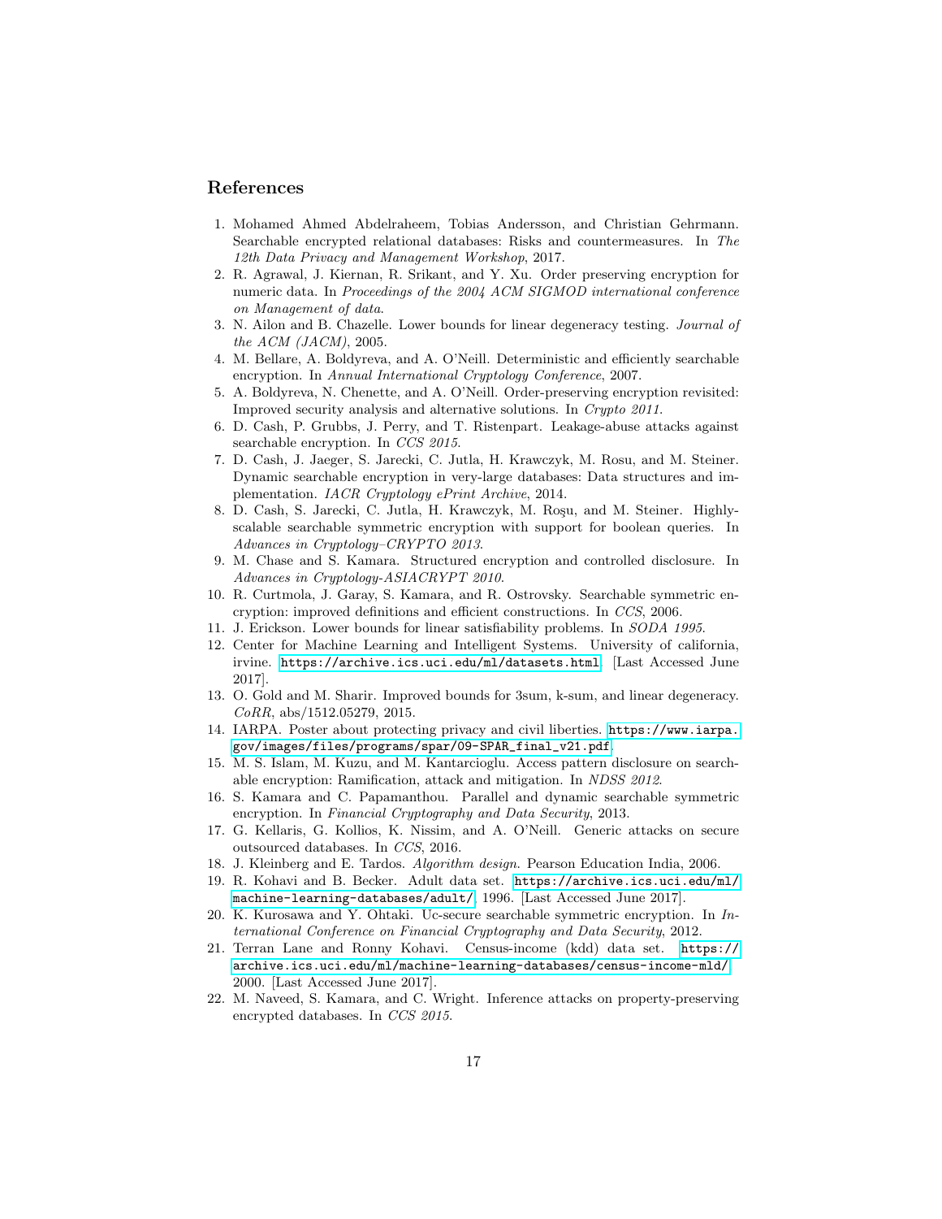## References

1. Mohamed Ahmed Abdelraheem, Tobias Andersson, and Christian Gehrmann. Searchable encrypted relational databases: Risks and countermeasures. In *The 12th Data Privacy and Management Workshop*, 2017.
2. R. Agrawal, J. Kiernan, R. Srikant, and Y. Xu. Order preserving encryption for numeric data. In *Proceedings of the 2004 ACM SIGMOD international conference on Management of data*.
3. N. Ailon and B. Chazelle. Lower bounds for linear degeneracy testing. *Journal of the ACM (JACM)*, 2005.
4. M. Bellare, A. Boldyreva, and A. O'Neill. Deterministic and efficiently searchable encryption. In *Annual International Cryptology Conference*, 2007.
5. A. Boldyreva, N. Chenette, and A. O'Neill. Order-preserving encryption revisited: Improved security analysis and alternative solutions. In *Crypto 2011*.
6. D. Cash, P. Grubbs, J. Perry, and T. Ristenpart. Leakage-abuse attacks against searchable encryption. In *CCS 2015*.
7. D. Cash, J. Jaeger, S. Jarecki, C. Jutla, H. Krawczyk, M. Rosu, and M. Steiner. Dynamic searchable encryption in very-large databases: Data structures and implementation. *IACR Cryptology ePrint Archive*, 2014.
8. D. Cash, S. Jarecki, C. Jutla, H. Krawczyk, M. Roşu, and M. Steiner. Highly-scalable searchable symmetric encryption with support for boolean queries. In *Advances in Cryptology–CRYPTO 2013*.
9. M. Chase and S. Kamara. Structured encryption and controlled disclosure. In *Advances in Cryptology-ASIACRYPT 2010*.
10. R. Curtmola, J. Garay, S. Kamara, and R. Ostrovsky. Searchable symmetric encryption: improved definitions and efficient constructions. In *CCS*, 2006.
11. J. Erickson. Lower bounds for linear satisfiability problems. In *SODA 1995*.
12. Center for Machine Learning and Intelligent Systems. University of california, irvine. https://archive.ics.uci.edu/ml/datasets.html. [Last Accessed June 2017].
13. O. Gold and M. Sharir. Improved bounds for 3sum, k-sum, and linear degeneracy. *CoRR*, abs/1512.05279, 2015.
14. IARPA. Poster about protecting privacy and civil liberties. https://www.iarpa.gov/images/files/programs/spar/09-SPAR_final_v21.pdf.
15. M. S. Islam, M. Kuzu, and M. Kantarcioglu. Access pattern disclosure on searchable encryption: Ramification, attack and mitigation. In *NDSS 2012*.
16. S. Kamara and C. Papamanthou. Parallel and dynamic searchable symmetric encryption. In *Financial Cryptography and Data Security*, 2013.
17. G. Kellaris, G. Kollios, K. Nissim, and A. O'Neill. Generic attacks on secure outsourced databases. In *CCS*, 2016.
18. J. Kleinberg and E. Tardos. *Algorithm design.* Pearson Education India, 2006.
19. R. Kohavi and B. Becker. Adult data set. https://archive.ics.uci.edu/ml/machine-learning-databases/adult/, 1996. [Last Accessed June 2017].
20. K. Kurosawa and Y. Ohtaki. Uc-secure searchable symmetric encryption. In *International Conference on Financial Cryptography and Data Security*, 2012.
21. Terran Lane and Ronny Kohavi. Census-income (kdd) data set. https://archive.ics.uci.edu/ml/machine-learning-databases/census-income-mld/, 2000. [Last Accessed June 2017].
22. M. Naveed, S. Kamara, and C. Wright. Inference attacks on property-preserving encrypted databases. In *CCS 2015*.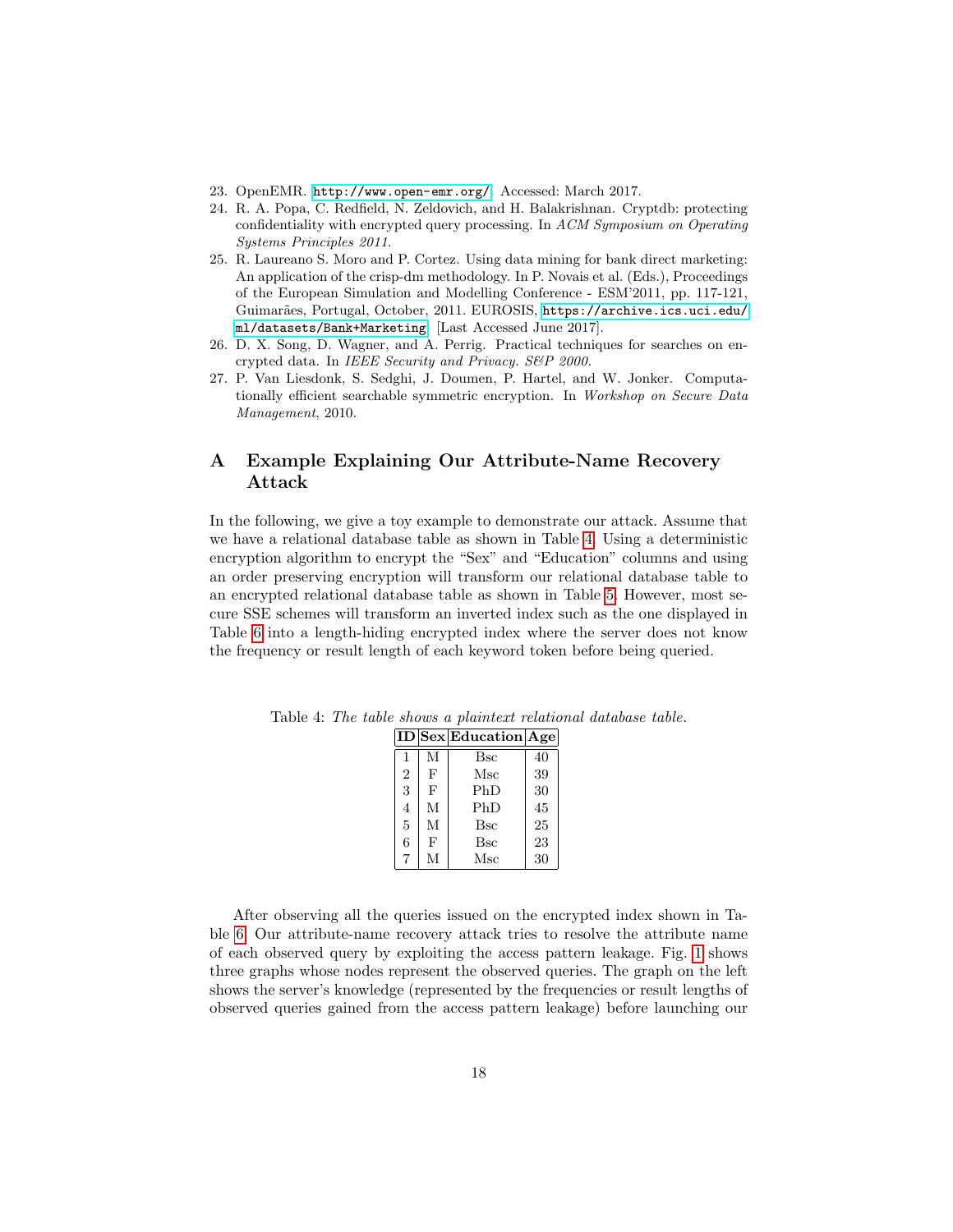23. OpenEMR. http://www.open-emr.org/. Accessed: March 2017.
24. R. A. Popa, C. Redfield, N. Zeldovich, and H. Balakrishnan. Cryptdb: protecting confidentiality with encrypted query processing. In *ACM Symposium on Operating Systems Principles 2011*.
25. R. Laureano S. Moro and P. Cortez. Using data mining for bank direct marketing: An application of the crisp-dm methodology. In P. Novais et al. (Eds.), Proceedings of the European Simulation and Modelling Conference - ESM'2011, pp. 117-121, Guimarães, Portugal, October, 2011. EUROSIS, https://archive.ics.uci.edu/ml/datasets/Bank+Marketing. [Last Accessed June 2017].
26. D. X. Song, D. Wagner, and A. Perrig. Practical techniques for searches on encrypted data. In *IEEE Security and Privacy. S&P 2000*.
27. P. Van Liesdonk, S. Sedghi, J. Doumen, P. Hartel, and W. Jonker. Computationally efficient searchable symmetric encryption. In *Workshop on Secure Data Management*, 2010.

# A Example Explaining Our Attribute-Name Recovery Attack

In the following, we give a toy example to demonstrate our attack. Assume that we have a relational database table as shown in Table 4. Using a deterministic encryption algorithm to encrypt the "Sex" and "Education" columns and using an order preserving encryption will transform our relational database table to an encrypted relational database table as shown in Table 5. However, most secure SSE schemes will transform an inverted index such as the one displayed in Table 6 into a length-hiding encrypted index where the server does not know the frequency or result length of each keyword token before being queried.

Table 4: *The table shows a plaintext relational database table.*

| ID | Sex | Education | Age |
|---|---|---|---|
| 1 | M | Bsc | 40 |
| 2 | F | Msc | 39 |
| 3 | F | PhD | 30 |
| 4 | M | PhD | 45 |
| 5 | M | Bsc | 25 |
| 6 | F | Bsc | 23 |
| 7 | M | Msc | 30 |

After observing all the queries issued on the encrypted index shown in Table 6. Our attribute-name recovery attack tries to resolve the attribute name of each observed query by exploiting the access pattern leakage. Fig. 1 shows three graphs whose nodes represent the observed queries. The graph on the left shows the server's knowledge (represented by the frequencies or result lengths of observed queries gained from the access pattern leakage) before launching our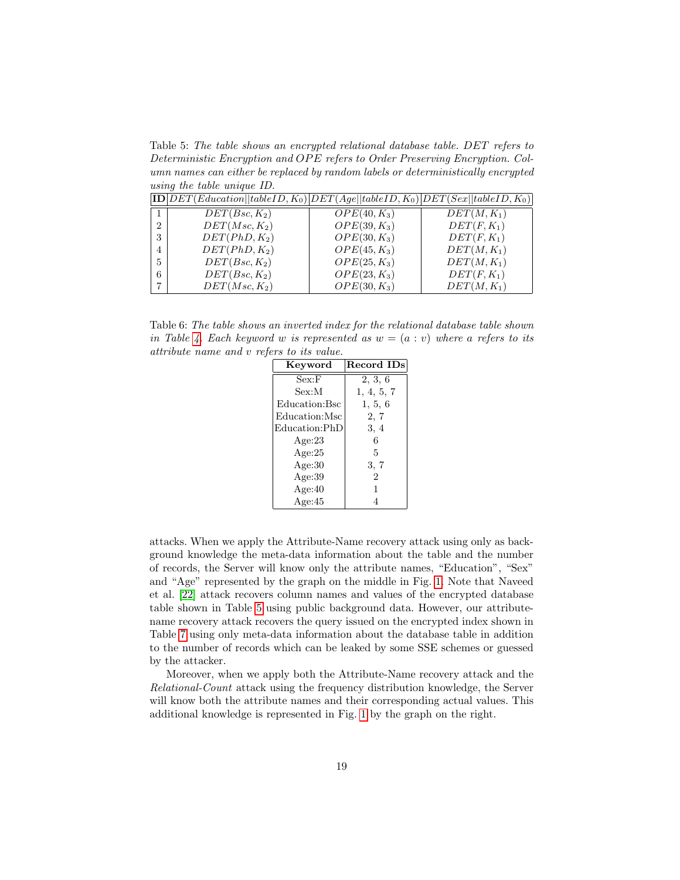Table 5: *The table shows an encrypted relational database table. DET refers to Deterministic Encryption and OPE refers to Order Preserving Encryption. Column names can either be replaced by random labels or deterministically encrypted using the table unique ID.*

| **ID** | $DET(Education \| tableID, K_0)$ | $DET(Age \| tableID, K_0)$ | $DET(Sex \| tableID, K_0)$ |
|---|---|---|---|
| 1 | $DET(Bsc, K_2)$ | $OPE(40, K_3)$ | $DET(M, K_1)$ |
| 2 | $DET(Msc, K_2)$ | $OPE(39, K_3)$ | $DET(F, K_1)$ |
| 3 | $DET(PhD, K_2)$ | $OPE(30, K_3)$ | $DET(F, K_1)$ |
| 4 | $DET(PhD, K_2)$ | $OPE(45, K_3)$ | $DET(M, K_1)$ |
| 5 | $DET(Bsc, K_2)$ | $OPE(25, K_3)$ | $DET(M, K_1)$ |
| 6 | $DET(Bsc, K_2)$ | $OPE(23, K_3)$ | $DET(F, K_1)$ |
| 7 | $DET(Msc, K_2)$ | $OPE(30, K_3)$ | $DET(M, K_1)$ |

Table 6: *The table shows an inverted index for the relational database table shown in Table 4. Each keyword $w$ is represented as $w = (a : v)$ where $a$ refers to its attribute name and $v$ refers to its value.*

| **Keyword** | **Record IDs** |
|---|---|
| Sex:F | 2, 3, 6 |
| Sex:M | 1, 4, 5, 7 |
| Education:Bsc | 1, 5, 6 |
| Education:Msc | 2, 7 |
| Education:PhD | 3, 4 |
| Age:23 | 6 |
| Age:25 | 5 |
| Age:30 | 3, 7 |
| Age:39 | 2 |
| Age:40 | 1 |
| Age:45 | 4 |

attacks. When we apply the Attribute-Name recovery attack using only as background knowledge the meta-data information about the table and the number of records, the Server will know only the attribute names, "Education", "Sex" and "Age" represented by the graph on the middle in Fig. 1. Note that Naveed et al. [22] attack recovers column names and values of the encrypted database table shown in Table 5 using public background data. However, our attribute-name recovery attack recovers the query issued on the encrypted index shown in Table 7 using only meta-data information about the database table in addition to the number of records which can be leaked by some SSE schemes or guessed by the attacker.

Moreover, when we apply both the Attribute-Name recovery attack and the *Relational-Count* attack using the frequency distribution knowledge, the Server will know both the attribute names and their corresponding actual values. This additional knowledge is represented in Fig. 1 by the graph on the right.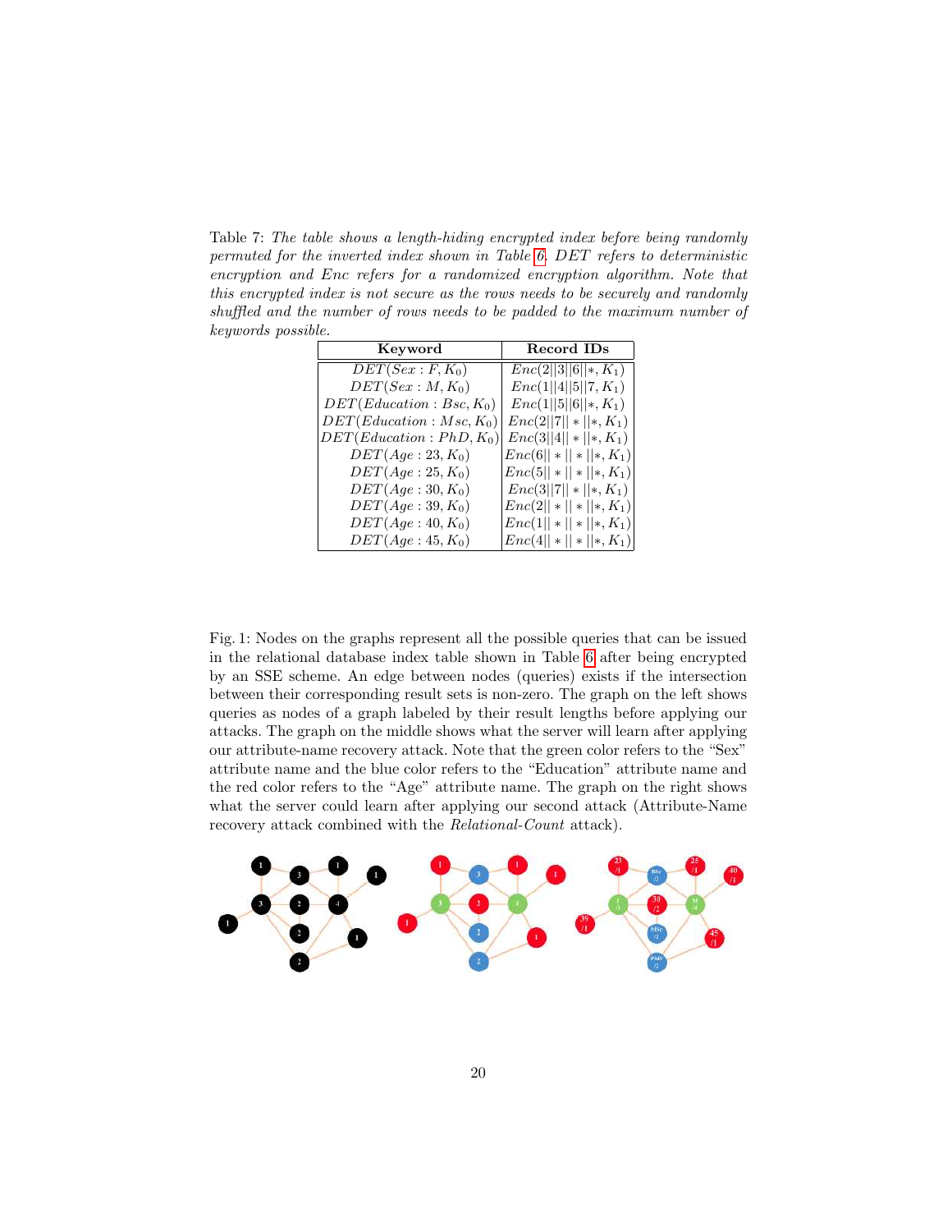Table 7: *The table shows a length-hiding encrypted index before being randomly permuted for the inverted index shown in Table 6. DET refers to deterministic encryption and Enc refers for a randomized encryption algorithm. Note that this encrypted index is not secure as the rows needs to be securely and randomly shuffled and the number of rows needs to be padded to the maximum number of keywords possible.*

| Keyword | Record IDs |
|---|---|
| $DET(Sex : F, K_0)$ | $Enc(2\|\|3\|\|6\|\|*, K_1)$ |
| $DET(Sex : M, K_0)$ | $Enc(1\|\|4\|\|5\|\|7, K_1)$ |
| $DET(Education : Bsc, K_0)$ | $Enc(1\|\|5\|\|6\|\|*, K_1)$ |
| $DET(Education : Msc, K_0)$ | $Enc(2\|\|7\|\| * \|\|*, K_1)$ |
| $DET(Education : PhD, K_0)$ | $Enc(3\|\|4\|\| * \|\|*, K_1)$ |
| $DET(Age : 23, K_0)$ | $Enc(6\|\| * \|\| * \|\|*, K_1)$ |
| $DET(Age : 25, K_0)$ | $Enc(5\|\| * \|\| * \|\|*, K_1)$ |
| $DET(Age : 30, K_0)$ | $Enc(3\|\|7\|\| * \|\|*, K_1)$ |
| $DET(Age : 39, K_0)$ | $Enc(2\|\| * \|\| * \|\|*, K_1)$ |
| $DET(Age : 40, K_0)$ | $Enc(1\|\| * \|\| * \|\|*, K_1)$ |
| $DET(Age : 45, K_0)$ | $Enc(4\|\| * \|\| * \|\|*, K_1)$ |

Fig. 1: Nodes on the graphs represent all the possible queries that can be issued in the relational database index table shown in Table 6 after being encrypted by an SSE scheme. An edge between nodes (queries) exists if the intersection between their corresponding result sets is non-zero. The graph on the left shows queries as nodes of a graph labeled by their result lengths before applying our attacks. The graph on the middle shows what the server will learn after applying our attribute-name recovery attack. Note that the green color refers to the "Sex" attribute name and the blue color refers to the "Education" attribute name and the red color refers to the "Age" attribute name. The graph on the right shows what the server could learn after applying our second attack (Attribute-Name recovery attack combined with the *Relational-Count* attack).